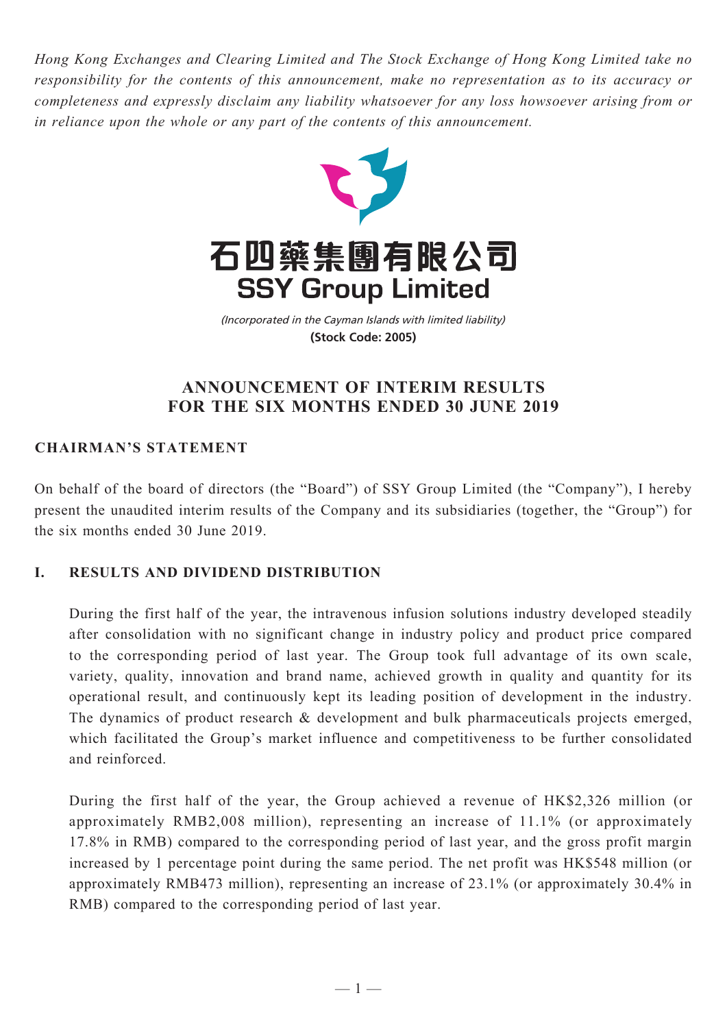*Hong Kong Exchanges and Clearing Limited and The Stock Exchange of Hong Kong Limited take no responsibility for the contents of this announcement, make no representation as to its accuracy or completeness and expressly disclaim any liability whatsoever for any loss howsoever arising from or in reliance upon the whole or any part of the contents of this announcement.*

石四藥集團有限公司
**SSY Group Limited**

*(Incorporated in the Cayman Islands with limited liability)*
**(Stock Code: 2005)**

# ANNOUNCEMENT OF INTERIM RESULTS FOR THE SIX MONTHS ENDED 30 JUNE 2019

## CHAIRMAN'S STATEMENT

On behalf of the board of directors (the "Board") of SSY Group Limited (the "Company"), I hereby present the unaudited interim results of the Company and its subsidiaries (together, the "Group") for the six months ended 30 June 2019.

### I. RESULTS AND DIVIDEND DISTRIBUTION

During the first half of the year, the intravenous infusion solutions industry developed steadily after consolidation with no significant change in industry policy and product price compared to the corresponding period of last year. The Group took full advantage of its own scale, variety, quality, innovation and brand name, achieved growth in quality and quantity for its operational result, and continuously kept its leading position of development in the industry. The dynamics of product research & development and bulk pharmaceuticals projects emerged, which facilitated the Group's market influence and competitiveness to be further consolidated and reinforced.

During the first half of the year, the Group achieved a revenue of HK$2,326 million (or approximately RMB2,008 million), representing an increase of 11.1% (or approximately 17.8% in RMB) compared to the corresponding period of last year, and the gross profit margin increased by 1 percentage point during the same period. The net profit was HK$548 million (or approximately RMB473 million), representing an increase of 23.1% (or approximately 30.4% in RMB) compared to the corresponding period of last year.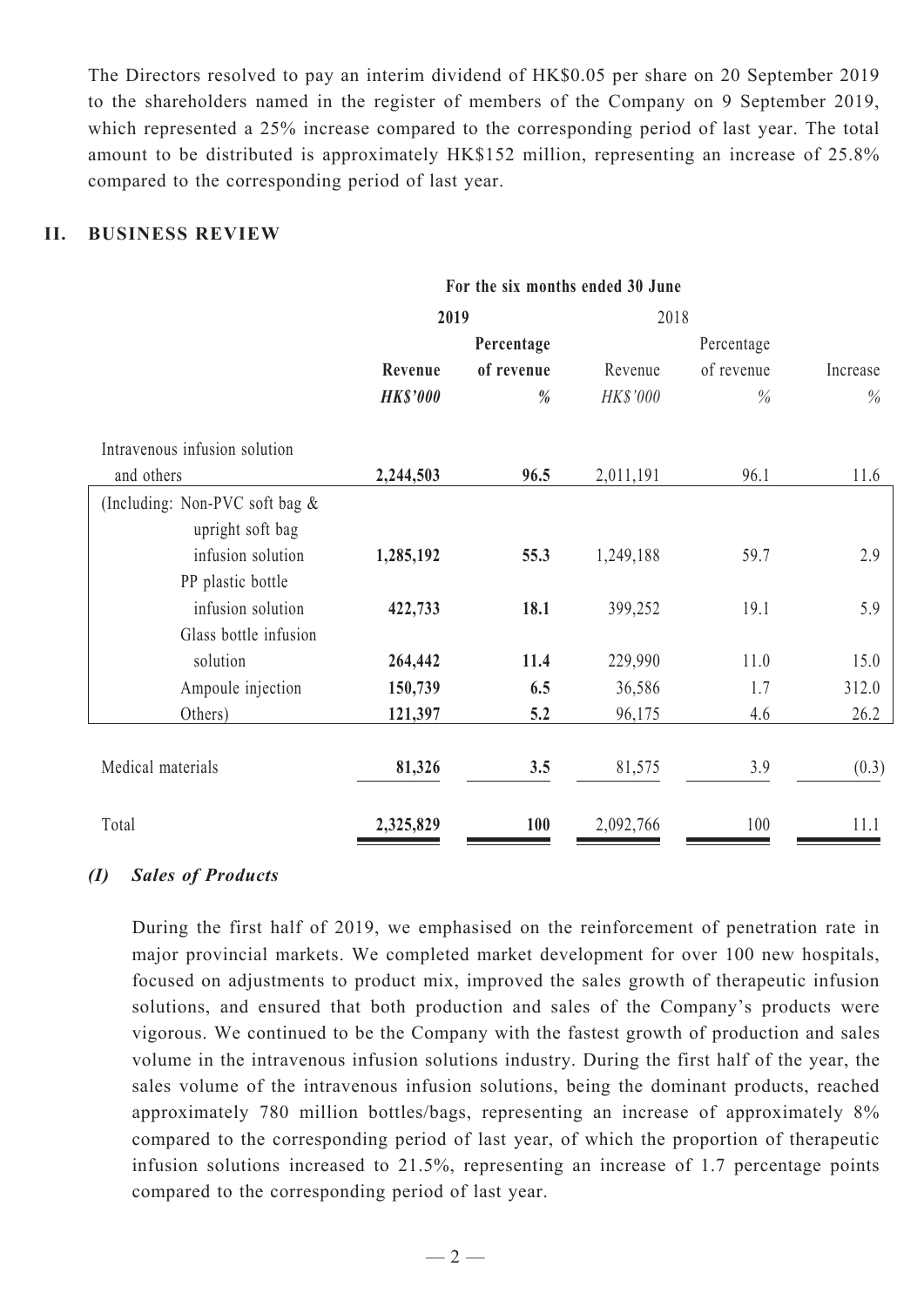The Directors resolved to pay an interim dividend of HK$0.05 per share on 20 September 2019 to the shareholders named in the register of members of the Company on 9 September 2019, which represented a 25% increase compared to the corresponding period of last year. The total amount to be distributed is approximately HK$152 million, representing an increase of 25.8% compared to the corresponding period of last year.

## II. BUSINESS REVIEW

| | For the six months ended 30 June | | | | |
|---|---|---|---|---|---|
| | **2019** | | 2018 | | |
| | **Revenue** | **Percentage of revenue** | Revenue | Percentage of revenue | Increase |
| | ***HK$'000*** | ***%*** | *HK$'000* | *%* | *%* |
| Intravenous infusion solution and others | **2,244,503** | **96.5** | 2,011,191 | 96.1 | 11.6 |
| (Including: Non-PVC soft bag & upright soft bag infusion solution | **1,285,192** | **55.3** | 1,249,188 | 59.7 | 2.9 |
| PP plastic bottle infusion solution | **422,733** | **18.1** | 399,252 | 19.1 | 5.9 |
| Glass bottle infusion solution | **264,442** | **11.4** | 229,990 | 11.0 | 15.0 |
| Ampoule injection | **150,739** | **6.5** | 36,586 | 1.7 | 312.0 |
| Others) | **121,397** | **5.2** | 96,175 | 4.6 | 26.2 |
| Medical materials | **81,326** | **3.5** | 81,575 | 3.9 | (0.3) |
| Total | **2,325,829** | **100** | 2,092,766 | 100 | 11.1 |

### *(I) Sales of Products*

During the first half of 2019, we emphasised on the reinforcement of penetration rate in major provincial markets. We completed market development for over 100 new hospitals, focused on adjustments to product mix, improved the sales growth of therapeutic infusion solutions, and ensured that both production and sales of the Company's products were vigorous. We continued to be the Company with the fastest growth of production and sales volume in the intravenous infusion solutions industry. During the first half of the year, the sales volume of the intravenous infusion solutions, being the dominant products, reached approximately 780 million bottles/bags, representing an increase of approximately 8% compared to the corresponding period of last year, of which the proportion of therapeutic infusion solutions increased to 21.5%, representing an increase of 1.7 percentage points compared to the corresponding period of last year.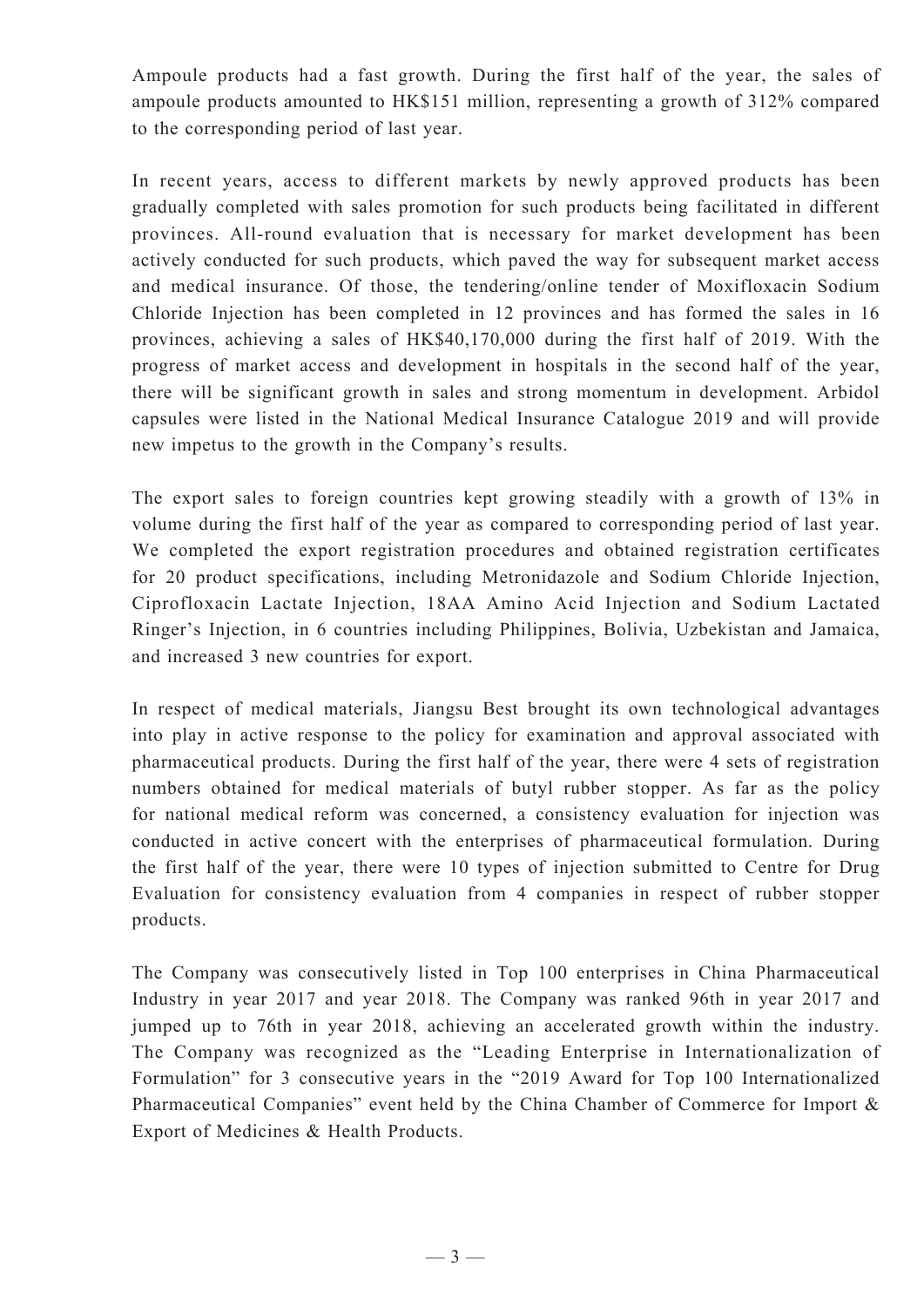Ampoule products had a fast growth. During the first half of the year, the sales of ampoule products amounted to HK$151 million, representing a growth of 312% compared to the corresponding period of last year.

In recent years, access to different markets by newly approved products has been gradually completed with sales promotion for such products being facilitated in different provinces. All-round evaluation that is necessary for market development has been actively conducted for such products, which paved the way for subsequent market access and medical insurance. Of those, the tendering/online tender of Moxifloxacin Sodium Chloride Injection has been completed in 12 provinces and has formed the sales in 16 provinces, achieving a sales of HK$40,170,000 during the first half of 2019. With the progress of market access and development in hospitals in the second half of the year, there will be significant growth in sales and strong momentum in development. Arbidol capsules were listed in the National Medical Insurance Catalogue 2019 and will provide new impetus to the growth in the Company's results.

The export sales to foreign countries kept growing steadily with a growth of 13% in volume during the first half of the year as compared to corresponding period of last year. We completed the export registration procedures and obtained registration certificates for 20 product specifications, including Metronidazole and Sodium Chloride Injection, Ciprofloxacin Lactate Injection, 18AA Amino Acid Injection and Sodium Lactated Ringer's Injection, in 6 countries including Philippines, Bolivia, Uzbekistan and Jamaica, and increased 3 new countries for export.

In respect of medical materials, Jiangsu Best brought its own technological advantages into play in active response to the policy for examination and approval associated with pharmaceutical products. During the first half of the year, there were 4 sets of registration numbers obtained for medical materials of butyl rubber stopper. As far as the policy for national medical reform was concerned, a consistency evaluation for injection was conducted in active concert with the enterprises of pharmaceutical formulation. During the first half of the year, there were 10 types of injection submitted to Centre for Drug Evaluation for consistency evaluation from 4 companies in respect of rubber stopper products.

The Company was consecutively listed in Top 100 enterprises in China Pharmaceutical Industry in year 2017 and year 2018. The Company was ranked 96th in year 2017 and jumped up to 76th in year 2018, achieving an accelerated growth within the industry. The Company was recognized as the "Leading Enterprise in Internationalization of Formulation" for 3 consecutive years in the "2019 Award for Top 100 Internationalized Pharmaceutical Companies" event held by the China Chamber of Commerce for Import & Export of Medicines & Health Products.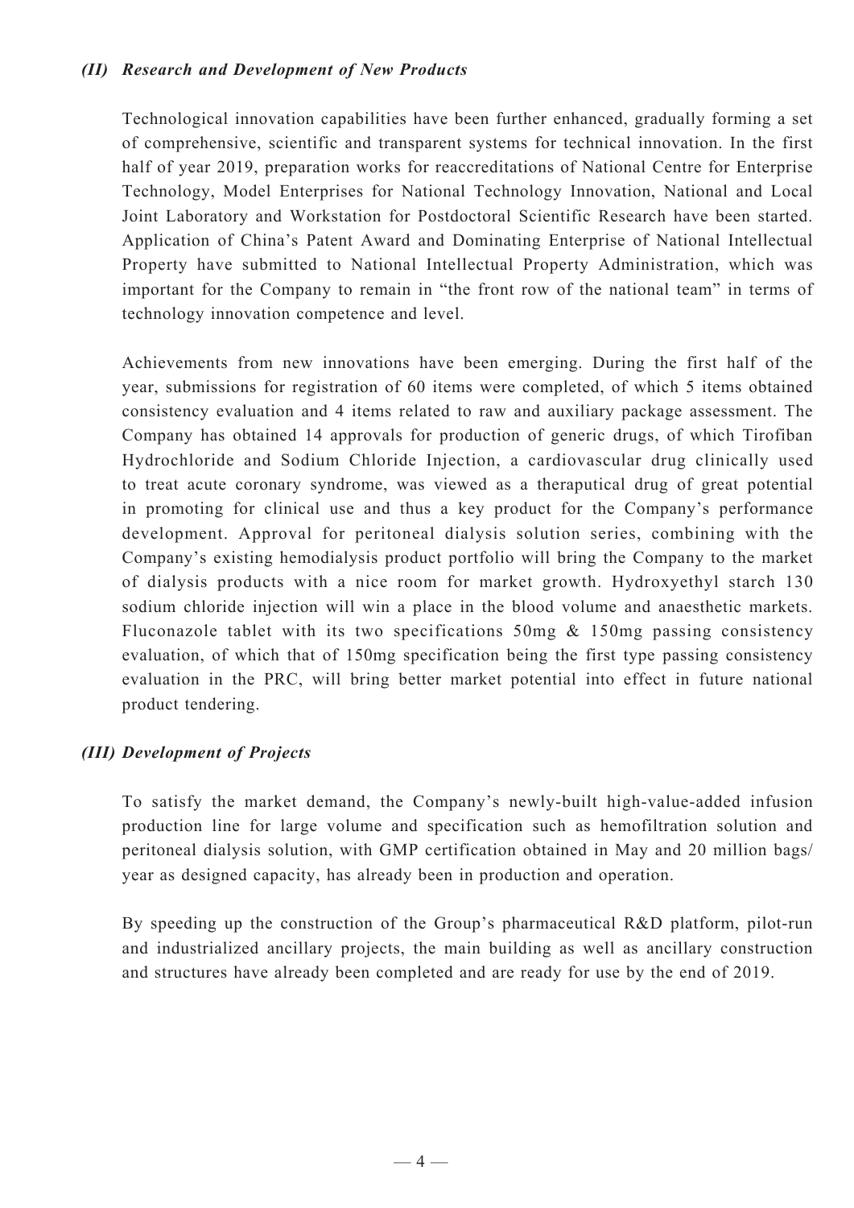### *(II) Research and Development of New Products*

Technological innovation capabilities have been further enhanced, gradually forming a set of comprehensive, scientific and transparent systems for technical innovation. In the first half of year 2019, preparation works for reaccreditations of National Centre for Enterprise Technology, Model Enterprises for National Technology Innovation, National and Local Joint Laboratory and Workstation for Postdoctoral Scientific Research have been started. Application of China's Patent Award and Dominating Enterprise of National Intellectual Property have submitted to National Intellectual Property Administration, which was important for the Company to remain in "the front row of the national team" in terms of technology innovation competence and level.

Achievements from new innovations have been emerging. During the first half of the year, submissions for registration of 60 items were completed, of which 5 items obtained consistency evaluation and 4 items related to raw and auxiliary package assessment. The Company has obtained 14 approvals for production of generic drugs, of which Tirofiban Hydrochloride and Sodium Chloride Injection, a cardiovascular drug clinically used to treat acute coronary syndrome, was viewed as a theraputical drug of great potential in promoting for clinical use and thus a key product for the Company's performance development. Approval for peritoneal dialysis solution series, combining with the Company's existing hemodialysis product portfolio will bring the Company to the market of dialysis products with a nice room for market growth. Hydroxyethyl starch 130 sodium chloride injection will win a place in the blood volume and anaesthetic markets. Fluconazole tablet with its two specifications 50mg & 150mg passing consistency evaluation, of which that of 150mg specification being the first type passing consistency evaluation in the PRC, will bring better market potential into effect in future national product tendering.

### *(III) Development of Projects*

To satisfy the market demand, the Company's newly-built high-value-added infusion production line for large volume and specification such as hemofiltration solution and peritoneal dialysis solution, with GMP certification obtained in May and 20 million bags/ year as designed capacity, has already been in production and operation.

By speeding up the construction of the Group's pharmaceutical R&D platform, pilot-run and industrialized ancillary projects, the main building as well as ancillary construction and structures have already been completed and are ready for use by the end of 2019.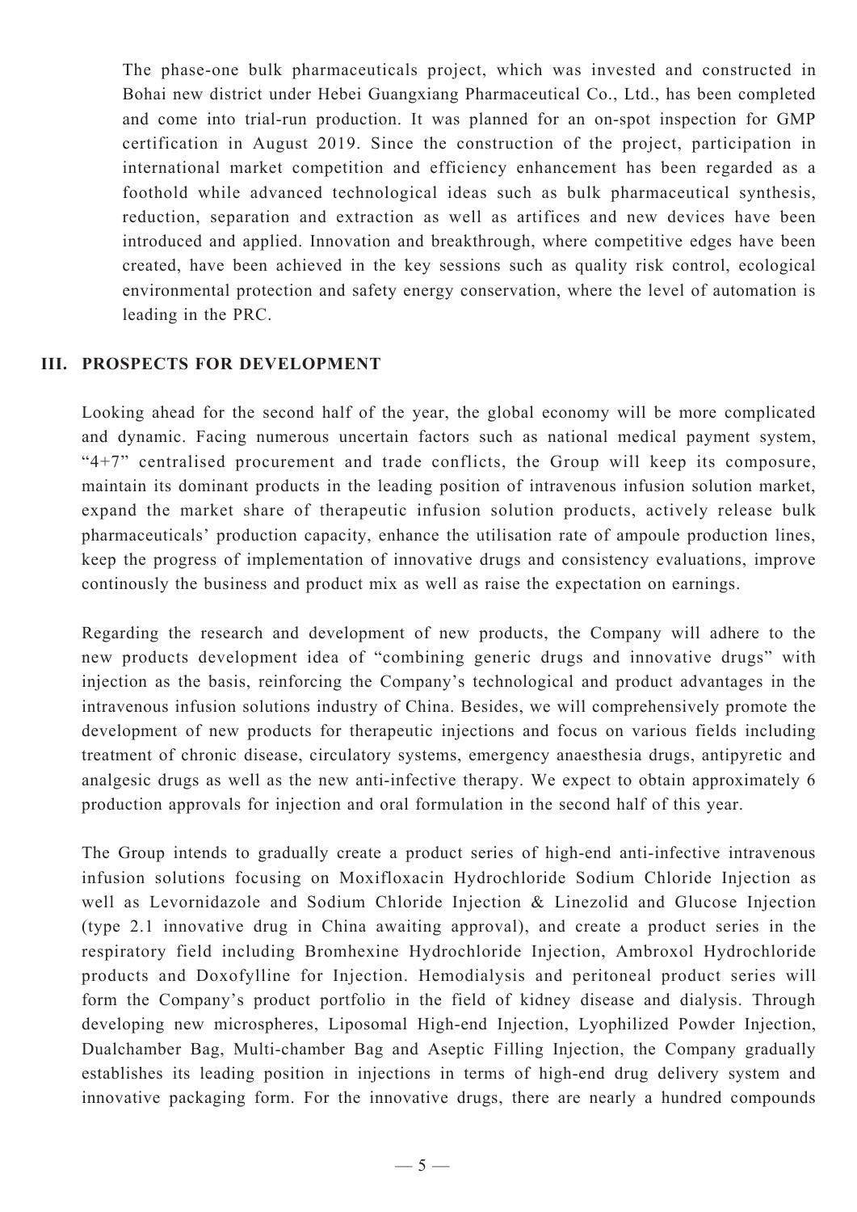The phase-one bulk pharmaceuticals project, which was invested and constructed in Bohai new district under Hebei Guangxiang Pharmaceutical Co., Ltd., has been completed and come into trial-run production. It was planned for an on-spot inspection for GMP certification in August 2019. Since the construction of the project, participation in international market competition and efficiency enhancement has been regarded as a foothold while advanced technological ideas such as bulk pharmaceutical synthesis, reduction, separation and extraction as well as artifices and new devices have been introduced and applied. Innovation and breakthrough, where competitive edges have been created, have been achieved in the key sessions such as quality risk control, ecological environmental protection and safety energy conservation, where the level of automation is leading in the PRC.

## III. PROSPECTS FOR DEVELOPMENT

Looking ahead for the second half of the year, the global economy will be more complicated and dynamic. Facing numerous uncertain factors such as national medical payment system, "4+7" centralised procurement and trade conflicts, the Group will keep its composure, maintain its dominant products in the leading position of intravenous infusion solution market, expand the market share of therapeutic infusion solution products, actively release bulk pharmaceuticals' production capacity, enhance the utilisation rate of ampoule production lines, keep the progress of implementation of innovative drugs and consistency evaluations, improve continously the business and product mix as well as raise the expectation on earnings.

Regarding the research and development of new products, the Company will adhere to the new products development idea of "combining generic drugs and innovative drugs" with injection as the basis, reinforcing the Company's technological and product advantages in the intravenous infusion solutions industry of China. Besides, we will comprehensively promote the development of new products for therapeutic injections and focus on various fields including treatment of chronic disease, circulatory systems, emergency anaesthesia drugs, antipyretic and analgesic drugs as well as the new anti-infective therapy. We expect to obtain approximately 6 production approvals for injection and oral formulation in the second half of this year.

The Group intends to gradually create a product series of high-end anti-infective intravenous infusion solutions focusing on Moxifloxacin Hydrochloride Sodium Chloride Injection as well as Levornidazole and Sodium Chloride Injection & Linezolid and Glucose Injection (type 2.1 innovative drug in China awaiting approval), and create a product series in the respiratory field including Bromhexine Hydrochloride Injection, Ambroxol Hydrochloride products and Doxofylline for Injection. Hemodialysis and peritoneal product series will form the Company's product portfolio in the field of kidney disease and dialysis. Through developing new microspheres, Liposomal High-end Injection, Lyophilized Powder Injection, Dualchamber Bag, Multi-chamber Bag and Aseptic Filling Injection, the Company gradually establishes its leading position in injections in terms of high-end drug delivery system and innovative packaging form. For the innovative drugs, there are nearly a hundred compounds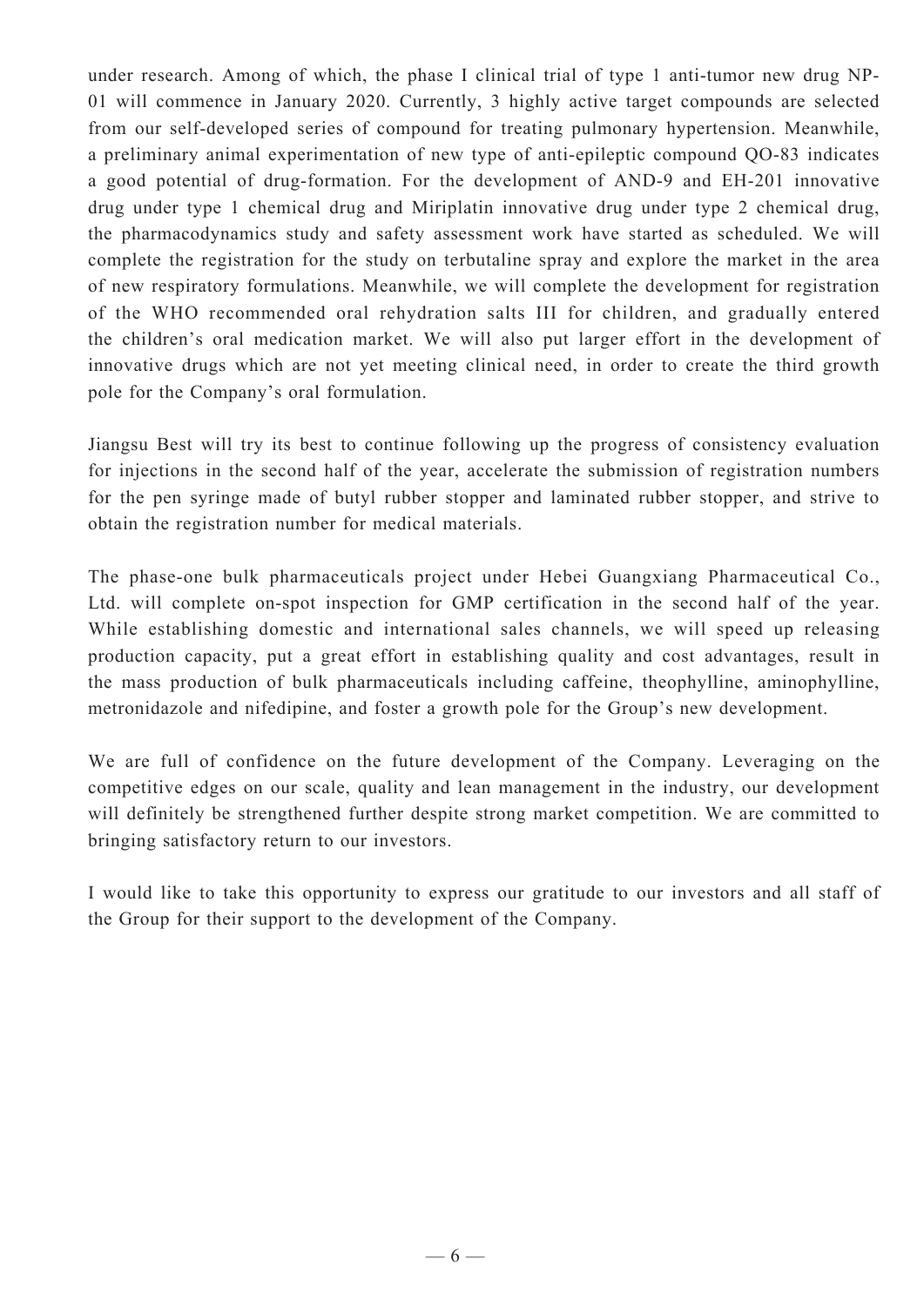under research. Among of which, the phase I clinical trial of type 1 anti-tumor new drug NP-01 will commence in January 2020. Currently, 3 highly active target compounds are selected from our self-developed series of compound for treating pulmonary hypertension. Meanwhile, a preliminary animal experimentation of new type of anti-epileptic compound QO-83 indicates a good potential of drug-formation. For the development of AND-9 and EH-201 innovative drug under type 1 chemical drug and Miriplatin innovative drug under type 2 chemical drug, the pharmacodynamics study and safety assessment work have started as scheduled. We will complete the registration for the study on terbutaline spray and explore the market in the area of new respiratory formulations. Meanwhile, we will complete the development for registration of the WHO recommended oral rehydration salts III for children, and gradually entered the children's oral medication market. We will also put larger effort in the development of innovative drugs which are not yet meeting clinical need, in order to create the third growth pole for the Company's oral formulation.

Jiangsu Best will try its best to continue following up the progress of consistency evaluation for injections in the second half of the year, accelerate the submission of registration numbers for the pen syringe made of butyl rubber stopper and laminated rubber stopper, and strive to obtain the registration number for medical materials.

The phase-one bulk pharmaceuticals project under Hebei Guangxiang Pharmaceutical Co., Ltd. will complete on-spot inspection for GMP certification in the second half of the year. While establishing domestic and international sales channels, we will speed up releasing production capacity, put a great effort in establishing quality and cost advantages, result in the mass production of bulk pharmaceuticals including caffeine, theophylline, aminophylline, metronidazole and nifedipine, and foster a growth pole for the Group's new development.

We are full of confidence on the future development of the Company. Leveraging on the competitive edges on our scale, quality and lean management in the industry, our development will definitely be strengthened further despite strong market competition. We are committed to bringing satisfactory return to our investors.

I would like to take this opportunity to express our gratitude to our investors and all staff of the Group for their support to the development of the Company.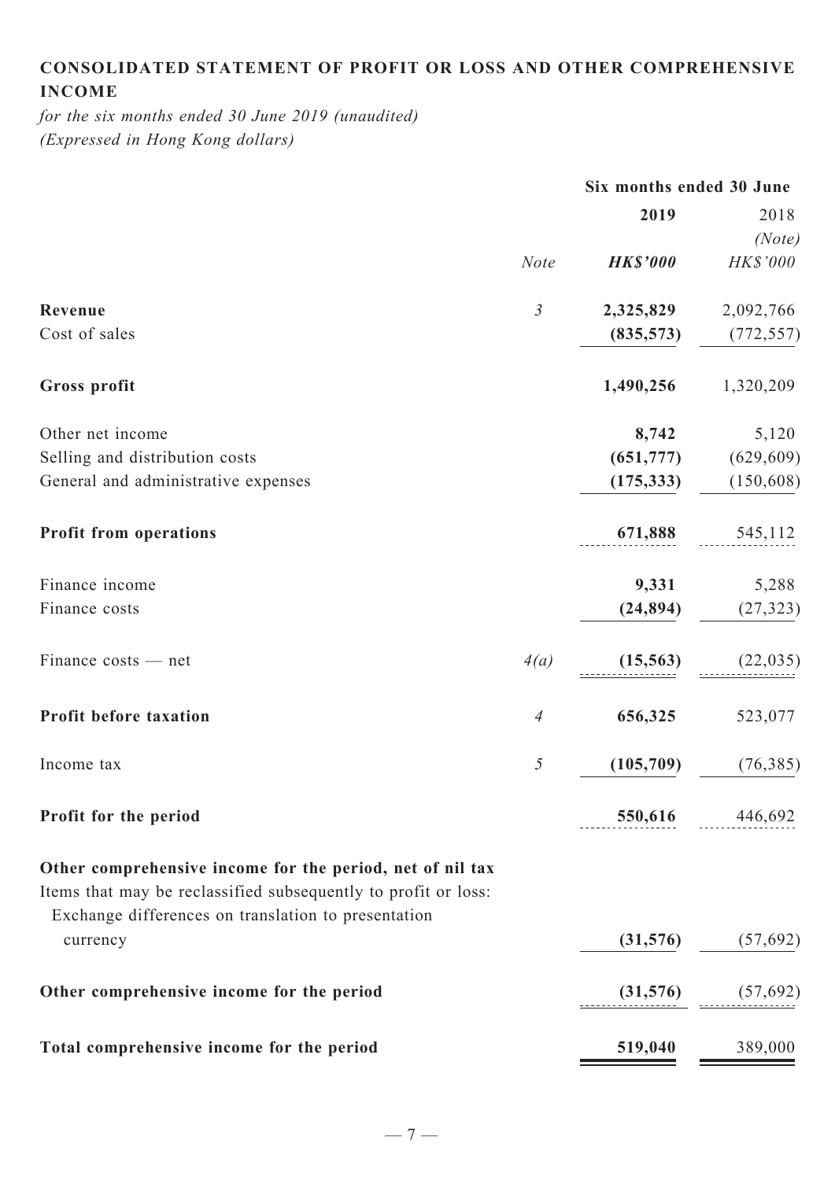## CONSOLIDATED STATEMENT OF PROFIT OR LOSS AND OTHER COMPREHENSIVE INCOME

*for the six months ended 30 June 2019 (unaudited)*
*(Expressed in Hong Kong dollars)*

| | | Six months ended 30 June | |
|---|---|---|---|
| | | **2019** | 2018 |
| | | | *(Note)* |
| | *Note* | ***HK$'000*** | *HK$'000* |
| **Revenue** | *3* | **2,325,829** | 2,092,766 |
| Cost of sales | | **(835,573)** | (772,557) |
| **Gross profit** | | **1,490,256** | 1,320,209 |
| Other net income | | **8,742** | 5,120 |
| Selling and distribution costs | | **(651,777)** | (629,609) |
| General and administrative expenses | | **(175,333)** | (150,608) |
| **Profit from operations** | | **671,888** | 545,112 |
| Finance income | | **9,331** | 5,288 |
| Finance costs | | **(24,894)** | (27,323) |
| Finance costs — net | *4(a)* | **(15,563)** | (22,035) |
| **Profit before taxation** | *4* | **656,325** | 523,077 |
| Income tax | *5* | **(105,709)** | (76,385) |
| **Profit for the period** | | **550,616** | 446,692 |
| **Other comprehensive income for the period, net of nil tax** | | | |
| Items that may be reclassified subsequently to profit or loss: | | | |
| Exchange differences on translation to presentation currency | | **(31,576)** | (57,692) |
| **Other comprehensive income for the period** | | **(31,576)** | (57,692) |
| **Total comprehensive income for the period** | | **519,040** | 389,000 |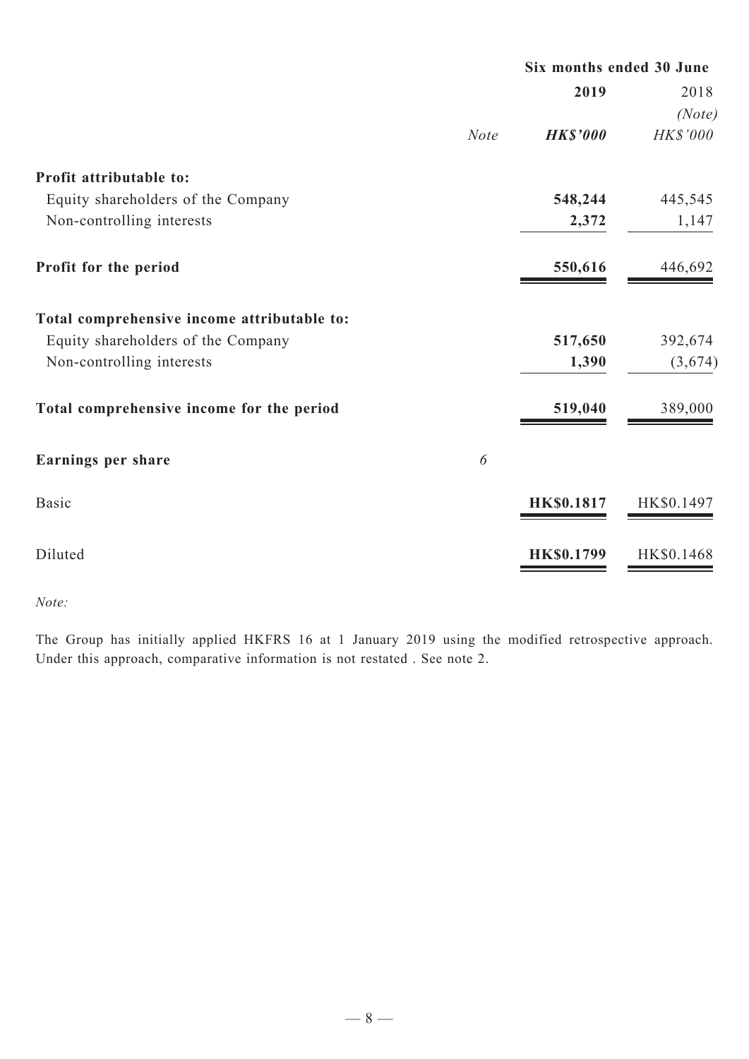| | | Six months ended 30 June | |
|---|---|---|---|
| | | **2019** | 2018 |
| | | | *(Note)* |
| | *Note* | ***HK$'000*** | *HK$'000* |
| **Profit attributable to:** | | | |
| Equity shareholders of the Company | | **548,244** | 445,545 |
| Non-controlling interests | | **2,372** | 1,147 |
| **Profit for the period** | | **550,616** | 446,692 |
| **Total comprehensive income attributable to:** | | | |
| Equity shareholders of the Company | | **517,650** | 392,674 |
| Non-controlling interests | | **1,390** | (3,674) |
| **Total comprehensive income for the period** | | **519,040** | 389,000 |
| **Earnings per share** | *6* | | |
| Basic | | **HK$0.1817** | HK$0.1497 |
| Diluted | | **HK$0.1799** | HK$0.1468 |

*Note:*

The Group has initially applied HKFRS 16 at 1 January 2019 using the modified retrospective approach. Under this approach, comparative information is not restated . See note 2.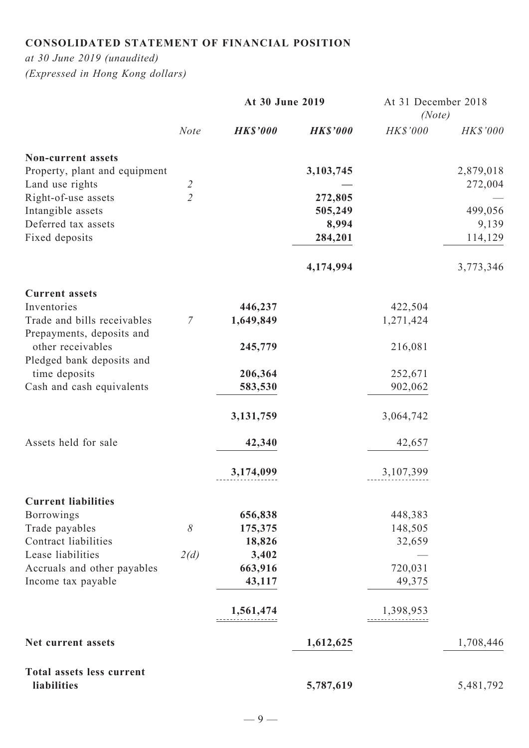## CONSOLIDATED STATEMENT OF FINANCIAL POSITION

*at 30 June 2019 (unaudited)*
*(Expressed in Hong Kong dollars)*

| | | **At 30 June 2019** | | At 31 December 2018 *(Note)* | |
|---|---|---|---|---|---|
| | *Note* | ***HK$'000*** | ***HK$'000*** | *HK$'000* | *HK$'000* |
| **Non-current assets** | | | | | |
| Property, plant and equipment | | | **3,103,745** | | 2,879,018 |
| Land use rights | *2* | | **—** | | 272,004 |
| Right-of-use assets | *2* | | **272,805** | | — |
| Intangible assets | | | **505,249** | | 499,056 |
| Deferred tax assets | | | **8,994** | | 9,139 |
| Fixed deposits | | | **284,201** | | 114,129 |
| | | | **4,174,994** | | 3,773,346 |
| **Current assets** | | | | | |
| Inventories | | **446,237** | | 422,504 | |
| Trade and bills receivables | *7* | **1,649,849** | | 1,271,424 | |
| Prepayments, deposits and other receivables | | **245,779** | | 216,081 | |
| Pledged bank deposits and time deposits | | **206,364** | | 252,671 | |
| Cash and cash equivalents | | **583,530** | | 902,062 | |
| | | **3,131,759** | | 3,064,742 | |
| Assets held for sale | | **42,340** | | 42,657 | |
| | | **3,174,099** | | 3,107,399 | |
| **Current liabilities** | | | | | |
| Borrowings | | **656,838** | | 448,383 | |
| Trade payables | *8* | **175,375** | | 148,505 | |
| Contract liabilities | | **18,826** | | 32,659 | |
| Lease liabilities | *2(d)* | **3,402** | | — | |
| Accruals and other payables | | **663,916** | | 720,031 | |
| Income tax payable | | **43,117** | | 49,375 | |
| | | **1,561,474** | | 1,398,953 | |
| **Net current assets** | | | **1,612,625** | | 1,708,446 |
| **Total assets less current liabilities** | | | **5,787,619** | | 5,481,792 |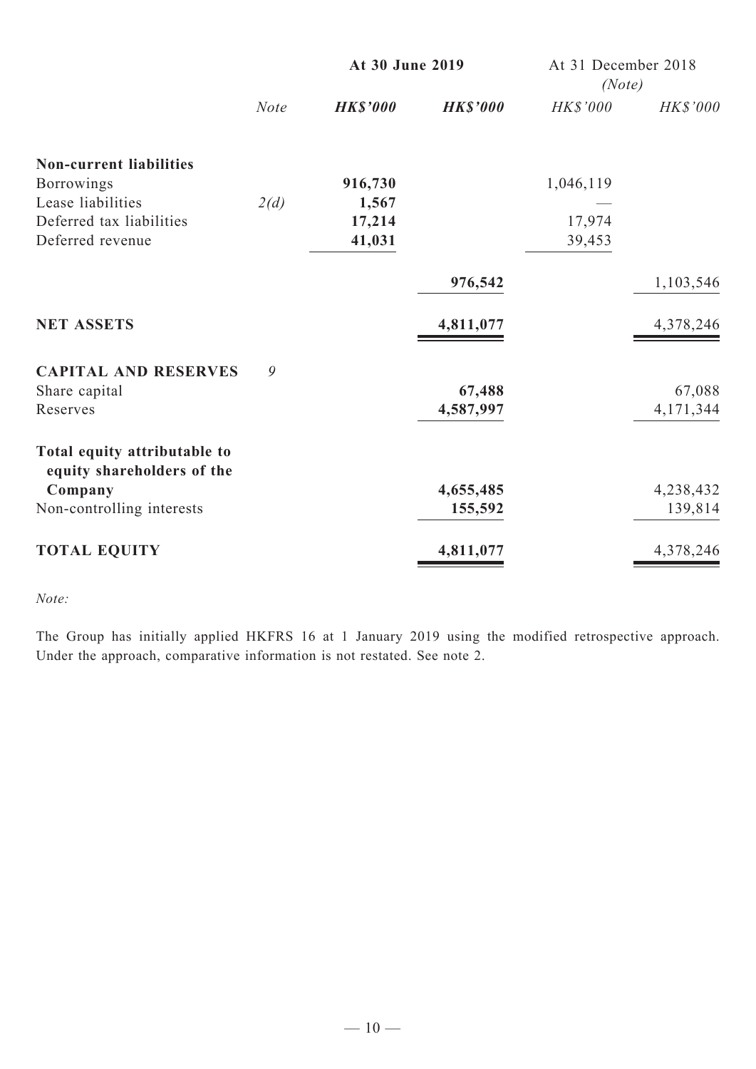| | Note | At 30 June 2019 | | At 31 December 2018 (Note) | |
|---|---|---|---|---|---|
| | | **HK$'000** | **HK$'000** | HK$'000 | HK$'000 |
| **Non-current liabilities** | | | | | |
| Borrowings | | **916,730** | | 1,046,119 | |
| Lease liabilities | 2(d) | **1,567** | | — | |
| Deferred tax liabilities | | **17,214** | | 17,974 | |
| Deferred revenue | | **41,031** | | 39,453 | |
| | | | **976,542** | | 1,103,546 |
| **NET ASSETS** | | | **4,811,077** | | 4,378,246 |
| **CAPITAL AND RESERVES** | 9 | | | | |
| Share capital | | | **67,488** | | 67,088 |
| Reserves | | | **4,587,997** | | 4,171,344 |
| **Total equity attributable to equity shareholders of the Company** | | | **4,655,485** | | 4,238,432 |
| Non-controlling interests | | | **155,592** | | 139,814 |
| **TOTAL EQUITY** | | | **4,811,077** | | 4,378,246 |

*Note:*

The Group has initially applied HKFRS 16 at 1 January 2019 using the modified retrospective approach. Under the approach, comparative information is not restated. See note 2.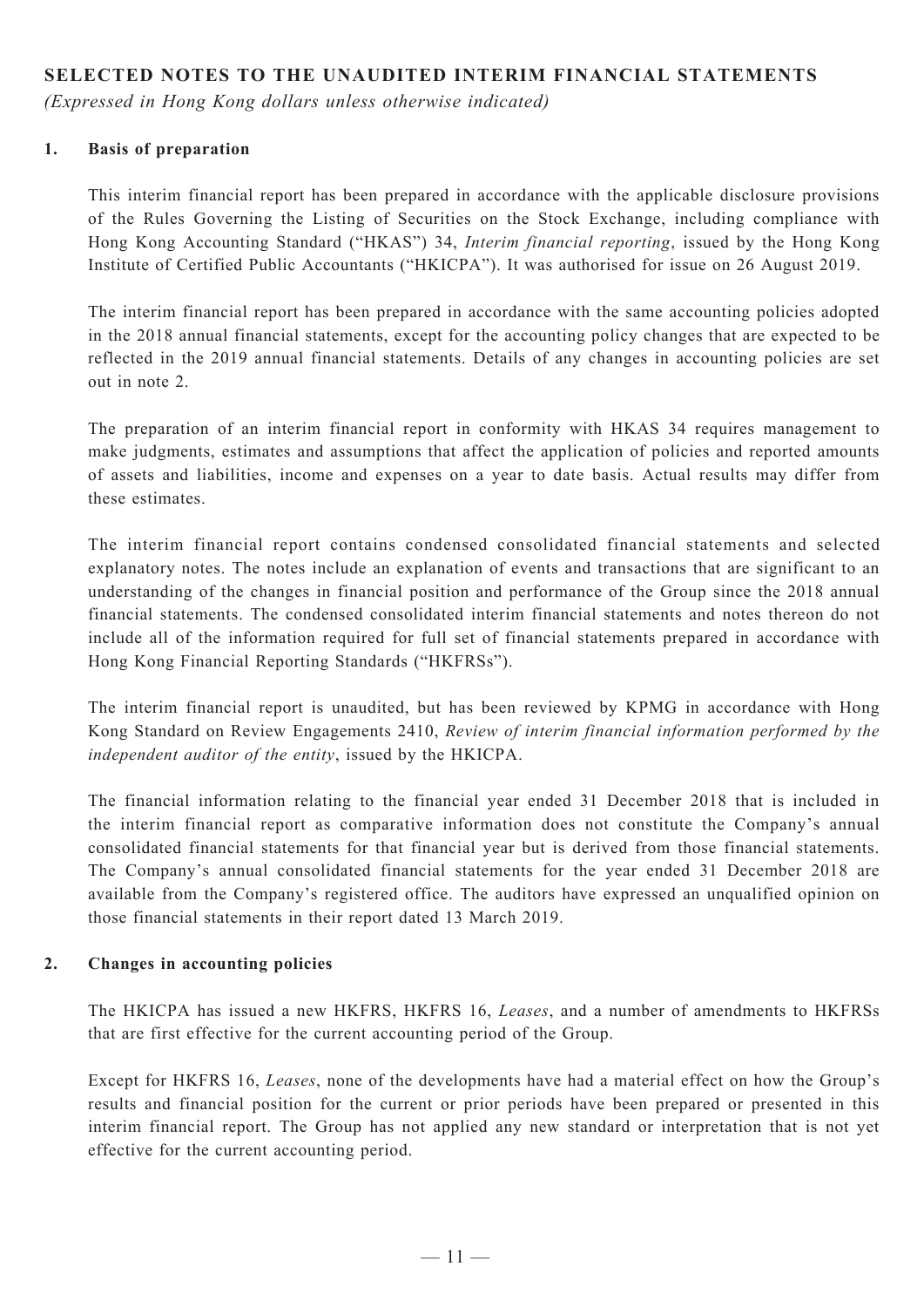## SELECTED NOTES TO THE UNAUDITED INTERIM FINANCIAL STATEMENTS

*(Expressed in Hong Kong dollars unless otherwise indicated)*

### 1. Basis of preparation

This interim financial report has been prepared in accordance with the applicable disclosure provisions of the Rules Governing the Listing of Securities on the Stock Exchange, including compliance with Hong Kong Accounting Standard ("HKAS") 34, *Interim financial reporting*, issued by the Hong Kong Institute of Certified Public Accountants ("HKICPA"). It was authorised for issue on 26 August 2019.

The interim financial report has been prepared in accordance with the same accounting policies adopted in the 2018 annual financial statements, except for the accounting policy changes that are expected to be reflected in the 2019 annual financial statements. Details of any changes in accounting policies are set out in note 2.

The preparation of an interim financial report in conformity with HKAS 34 requires management to make judgments, estimates and assumptions that affect the application of policies and reported amounts of assets and liabilities, income and expenses on a year to date basis. Actual results may differ from these estimates.

The interim financial report contains condensed consolidated financial statements and selected explanatory notes. The notes include an explanation of events and transactions that are significant to an understanding of the changes in financial position and performance of the Group since the 2018 annual financial statements. The condensed consolidated interim financial statements and notes thereon do not include all of the information required for full set of financial statements prepared in accordance with Hong Kong Financial Reporting Standards ("HKFRSs").

The interim financial report is unaudited, but has been reviewed by KPMG in accordance with Hong Kong Standard on Review Engagements 2410, *Review of interim financial information performed by the independent auditor of the entity*, issued by the HKICPA.

The financial information relating to the financial year ended 31 December 2018 that is included in the interim financial report as comparative information does not constitute the Company's annual consolidated financial statements for that financial year but is derived from those financial statements. The Company's annual consolidated financial statements for the year ended 31 December 2018 are available from the Company's registered office. The auditors have expressed an unqualified opinion on those financial statements in their report dated 13 March 2019.

### 2. Changes in accounting policies

The HKICPA has issued a new HKFRS, HKFRS 16, *Leases*, and a number of amendments to HKFRSs that are first effective for the current accounting period of the Group.

Except for HKFRS 16, *Leases*, none of the developments have had a material effect on how the Group's results and financial position for the current or prior periods have been prepared or presented in this interim financial report. The Group has not applied any new standard or interpretation that is not yet effective for the current accounting period.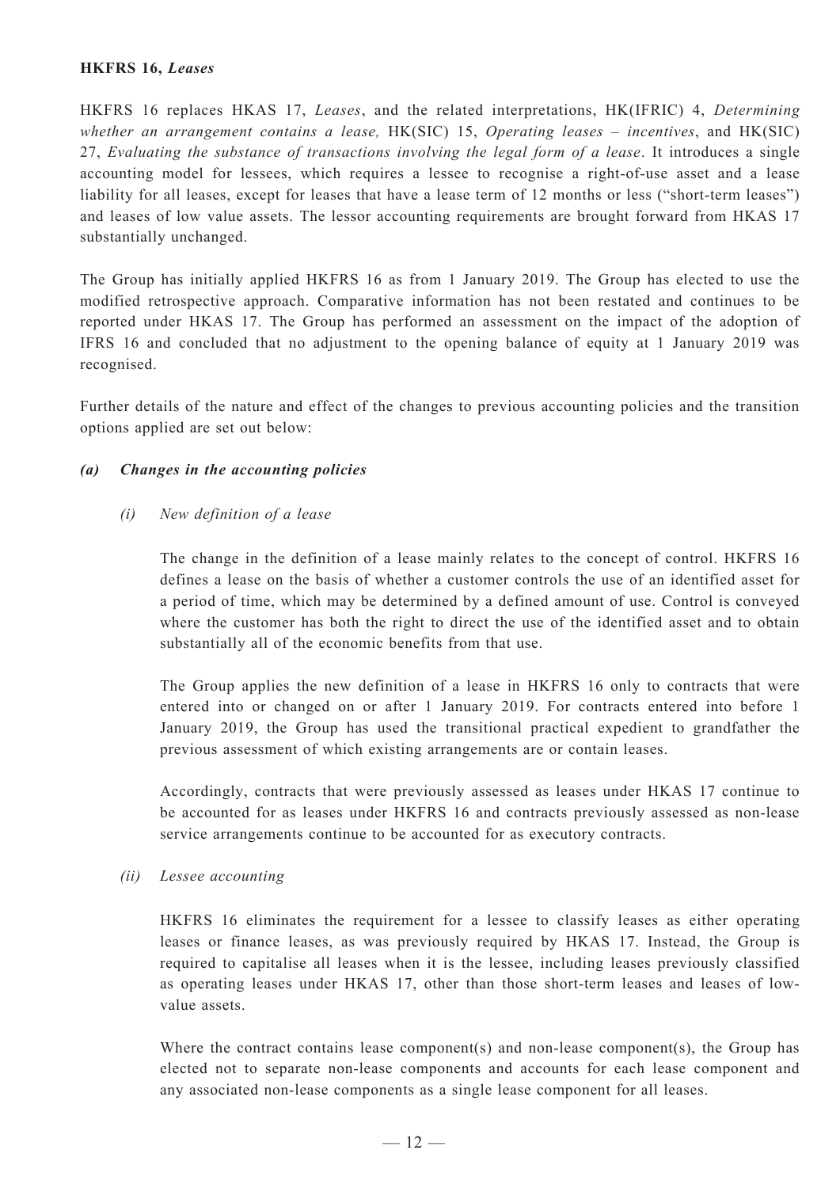**HKFRS 16,** ***Leases***

HKFRS 16 replaces HKAS 17, *Leases*, and the related interpretations, HK(IFRIC) 4, *Determining whether an arrangement contains a lease,* HK(SIC) 15, *Operating leases – incentives*, and HK(SIC) 27, *Evaluating the substance of transactions involving the legal form of a lease*. It introduces a single accounting model for lessees, which requires a lessee to recognise a right-of-use asset and a lease liability for all leases, except for leases that have a lease term of 12 months or less ("short-term leases") and leases of low value assets. The lessor accounting requirements are brought forward from HKAS 17 substantially unchanged.

The Group has initially applied HKFRS 16 as from 1 January 2019. The Group has elected to use the modified retrospective approach. Comparative information has not been restated and continues to be reported under HKAS 17. The Group has performed an assessment on the impact of the adoption of IFRS 16 and concluded that no adjustment to the opening balance of equity at 1 January 2019 was recognised.

Further details of the nature and effect of the changes to previous accounting policies and the transition options applied are set out below:

***(a) Changes in the accounting policies***

*(i) New definition of a lease*

The change in the definition of a lease mainly relates to the concept of control. HKFRS 16 defines a lease on the basis of whether a customer controls the use of an identified asset for a period of time, which may be determined by a defined amount of use. Control is conveyed where the customer has both the right to direct the use of the identified asset and to obtain substantially all of the economic benefits from that use.

The Group applies the new definition of a lease in HKFRS 16 only to contracts that were entered into or changed on or after 1 January 2019. For contracts entered into before 1 January 2019, the Group has used the transitional practical expedient to grandfather the previous assessment of which existing arrangements are or contain leases.

Accordingly, contracts that were previously assessed as leases under HKAS 17 continue to be accounted for as leases under HKFRS 16 and contracts previously assessed as non-lease service arrangements continue to be accounted for as executory contracts.

*(ii) Lessee accounting*

HKFRS 16 eliminates the requirement for a lessee to classify leases as either operating leases or finance leases, as was previously required by HKAS 17. Instead, the Group is required to capitalise all leases when it is the lessee, including leases previously classified as operating leases under HKAS 17, other than those short-term leases and leases of low-value assets.

Where the contract contains lease component(s) and non-lease component(s), the Group has elected not to separate non-lease components and accounts for each lease component and any associated non-lease components as a single lease component for all leases.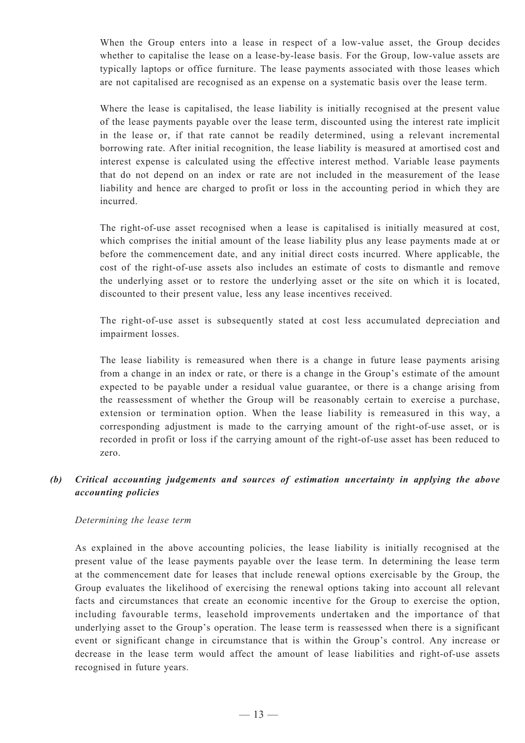When the Group enters into a lease in respect of a low-value asset, the Group decides whether to capitalise the lease on a lease-by-lease basis. For the Group, low-value assets are typically laptops or office furniture. The lease payments associated with those leases which are not capitalised are recognised as an expense on a systematic basis over the lease term.

Where the lease is capitalised, the lease liability is initially recognised at the present value of the lease payments payable over the lease term, discounted using the interest rate implicit in the lease or, if that rate cannot be readily determined, using a relevant incremental borrowing rate. After initial recognition, the lease liability is measured at amortised cost and interest expense is calculated using the effective interest method. Variable lease payments that do not depend on an index or rate are not included in the measurement of the lease liability and hence are charged to profit or loss in the accounting period in which they are incurred.

The right-of-use asset recognised when a lease is capitalised is initially measured at cost, which comprises the initial amount of the lease liability plus any lease payments made at or before the commencement date, and any initial direct costs incurred. Where applicable, the cost of the right-of-use assets also includes an estimate of costs to dismantle and remove the underlying asset or to restore the underlying asset or the site on which it is located, discounted to their present value, less any lease incentives received.

The right-of-use asset is subsequently stated at cost less accumulated depreciation and impairment losses.

The lease liability is remeasured when there is a change in future lease payments arising from a change in an index or rate, or there is a change in the Group's estimate of the amount expected to be payable under a residual value guarantee, or there is a change arising from the reassessment of whether the Group will be reasonably certain to exercise a purchase, extension or termination option. When the lease liability is remeasured in this way, a corresponding adjustment is made to the carrying amount of the right-of-use asset, or is recorded in profit or loss if the carrying amount of the right-of-use asset has been reduced to zero.

***(b) Critical accounting judgements and sources of estimation uncertainty in applying the above accounting policies***

*Determining the lease term*

As explained in the above accounting policies, the lease liability is initially recognised at the present value of the lease payments payable over the lease term. In determining the lease term at the commencement date for leases that include renewal options exercisable by the Group, the Group evaluates the likelihood of exercising the renewal options taking into account all relevant facts and circumstances that create an economic incentive for the Group to exercise the option, including favourable terms, leasehold improvements undertaken and the importance of that underlying asset to the Group's operation. The lease term is reassessed when there is a significant event or significant change in circumstance that is within the Group's control. Any increase or decrease in the lease term would affect the amount of lease liabilities and right-of-use assets recognised in future years.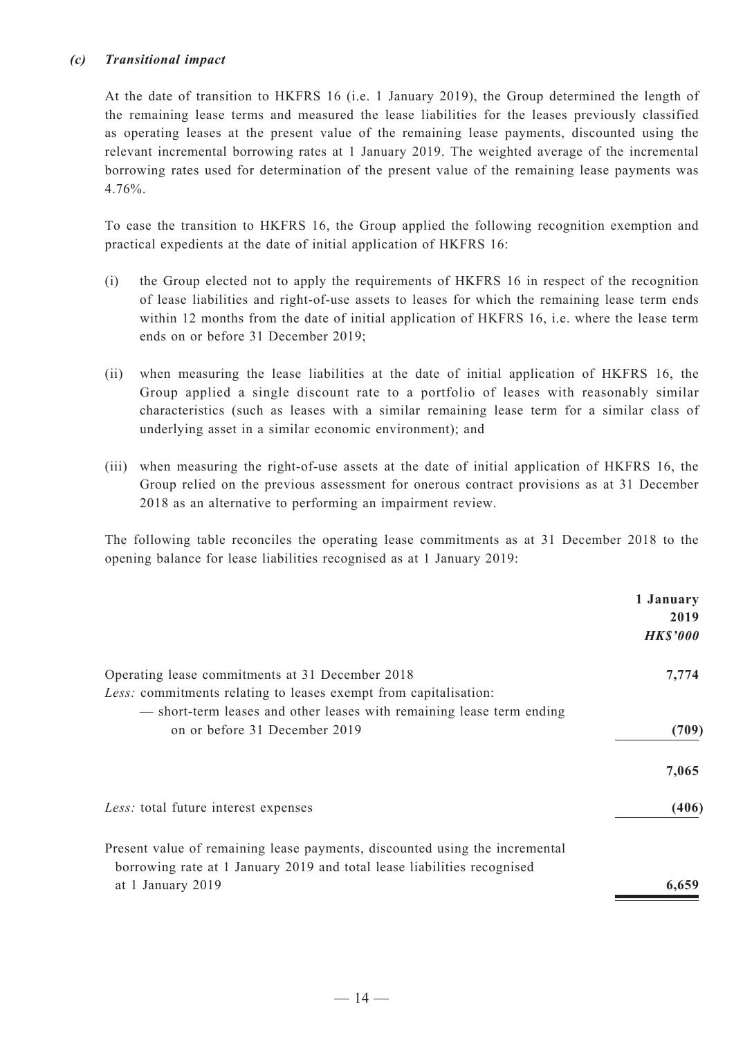### *(c) Transitional impact*

At the date of transition to HKFRS 16 (i.e. 1 January 2019), the Group determined the length of the remaining lease terms and measured the lease liabilities for the leases previously classified as operating leases at the present value of the remaining lease payments, discounted using the relevant incremental borrowing rates at 1 January 2019. The weighted average of the incremental borrowing rates used for determination of the present value of the remaining lease payments was 4.76%.

To ease the transition to HKFRS 16, the Group applied the following recognition exemption and practical expedients at the date of initial application of HKFRS 16:

(i) the Group elected not to apply the requirements of HKFRS 16 in respect of the recognition of lease liabilities and right-of-use assets to leases for which the remaining lease term ends within 12 months from the date of initial application of HKFRS 16, i.e. where the lease term ends on or before 31 December 2019;

(ii) when measuring the lease liabilities at the date of initial application of HKFRS 16, the Group applied a single discount rate to a portfolio of leases with reasonably similar characteristics (such as leases with a similar remaining lease term for a similar class of underlying asset in a similar economic environment); and

(iii) when measuring the right-of-use assets at the date of initial application of HKFRS 16, the Group relied on the previous assessment for onerous contract provisions as at 31 December 2018 as an alternative to performing an impairment review.

The following table reconciles the operating lease commitments as at 31 December 2018 to the opening balance for lease liabilities recognised as at 1 January 2019:

| | **1 January 2019** |
|---|---|
| | ***HK$'000*** |
| Operating lease commitments at 31 December 2018 | **7,774** |
| *Less:* commitments relating to leases exempt from capitalisation: | |
| — short-term leases and other leases with remaining lease term ending on or before 31 December 2019 | **(709)** |
| | **7,065** |
| *Less:* total future interest expenses | **(406)** |
| Present value of remaining lease payments, discounted using the incremental borrowing rate at 1 January 2019 and total lease liabilities recognised at 1 January 2019 | **6,659** |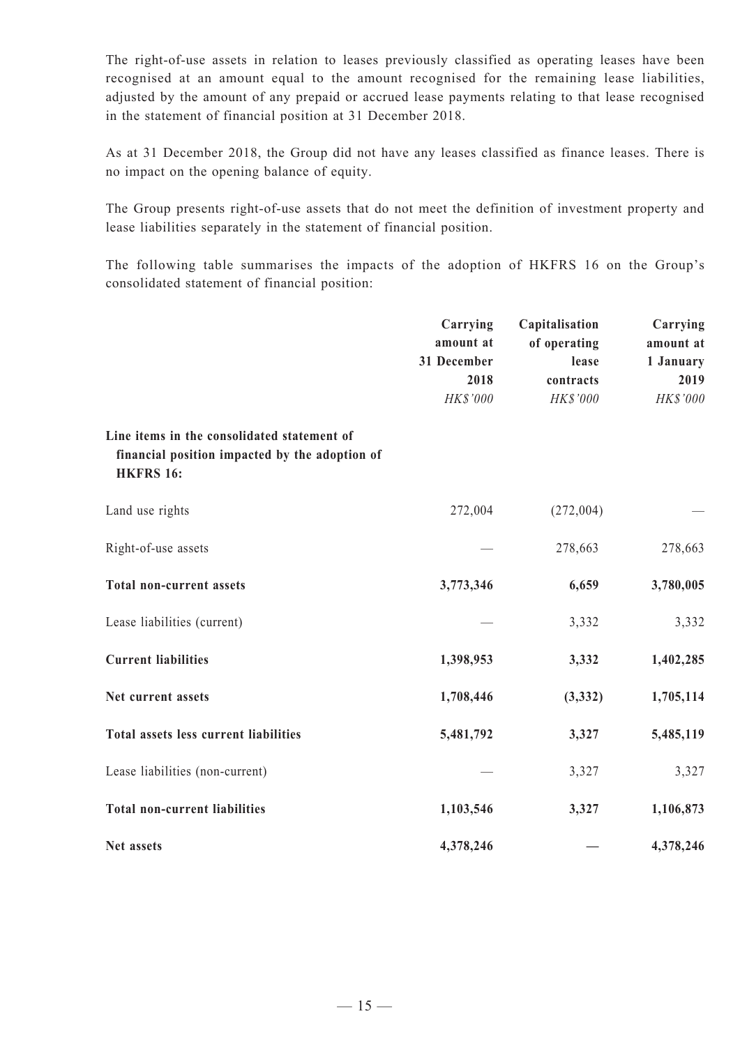The right-of-use assets in relation to leases previously classified as operating leases have been recognised at an amount equal to the amount recognised for the remaining lease liabilities, adjusted by the amount of any prepaid or accrued lease payments relating to that lease recognised in the statement of financial position at 31 December 2018.

As at 31 December 2018, the Group did not have any leases classified as finance leases. There is no impact on the opening balance of equity.

The Group presents right-of-use assets that do not meet the definition of investment property and lease liabilities separately in the statement of financial position.

The following table summarises the impacts of the adoption of HKFRS 16 on the Group's consolidated statement of financial position:

| | **Carrying amount at 31 December 2018** | **Capitalisation of operating lease contracts** | **Carrying amount at 1 January 2019** |
|---|---|---|---|
| | *HK$'000* | *HK$'000* | *HK$'000* |
| **Line items in the consolidated statement of financial position impacted by the adoption of HKFRS 16:** | | | |
| Land use rights | 272,004 | (272,004) | — |
| Right-of-use assets | — | 278,663 | 278,663 |
| **Total non-current assets** | **3,773,346** | **6,659** | **3,780,005** |
| Lease liabilities (current) | — | 3,332 | 3,332 |
| **Current liabilities** | **1,398,953** | **3,332** | **1,402,285** |
| **Net current assets** | **1,708,446** | **(3,332)** | **1,705,114** |
| **Total assets less current liabilities** | **5,481,792** | **3,327** | **5,485,119** |
| Lease liabilities (non-current) | — | 3,327 | 3,327 |
| **Total non-current liabilities** | **1,103,546** | **3,327** | **1,106,873** |
| **Net assets** | **4,378,246** | **—** | **4,378,246** |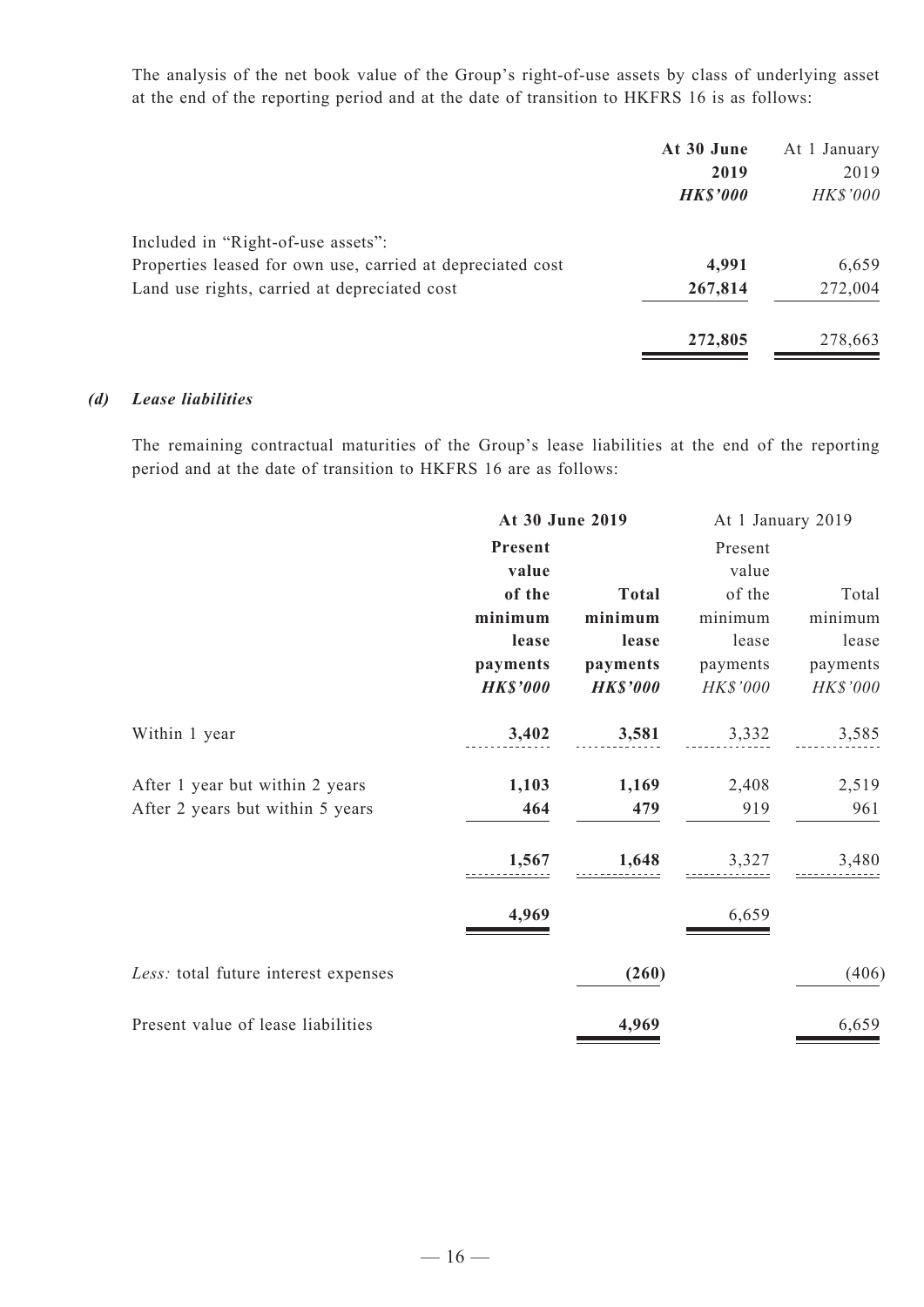The analysis of the net book value of the Group's right-of-use assets by class of underlying asset at the end of the reporting period and at the date of transition to HKFRS 16 is as follows:

| | **At 30 June 2019** | At 1 January 2019 |
|---|---|---|
| | ***HK$'000*** | *HK$'000* |
| Included in "Right-of-use assets": | | |
| Properties leased for own use, carried at depreciated cost | **4,991** | 6,659 |
| Land use rights, carried at depreciated cost | **267,814** | 272,004 |
| | **272,805** | 278,663 |

***(d) Lease liabilities***

The remaining contractual maturities of the Group's lease liabilities at the end of the reporting period and at the date of transition to HKFRS 16 are as follows:

| | **At 30 June 2019** | | At 1 January 2019 | |
|---|---|---|---|---|
| | **Present value of the minimum lease payments** | **Total minimum lease payments** | Present value of the minimum lease payments | Total minimum lease payments |
| | ***HK$'000*** | ***HK$'000*** | *HK$'000* | *HK$'000* |
| Within 1 year | **3,402** | **3,581** | 3,332 | 3,585 |
| After 1 year but within 2 years | **1,103** | **1,169** | 2,408 | 2,519 |
| After 2 years but within 5 years | **464** | **479** | 919 | 961 |
| | **1,567** | **1,648** | 3,327 | 3,480 |
| | **4,969** | | 6,659 | |
| *Less:* total future interest expenses | | **(260)** | | (406) |
| Present value of lease liabilities | | **4,969** | | 6,659 |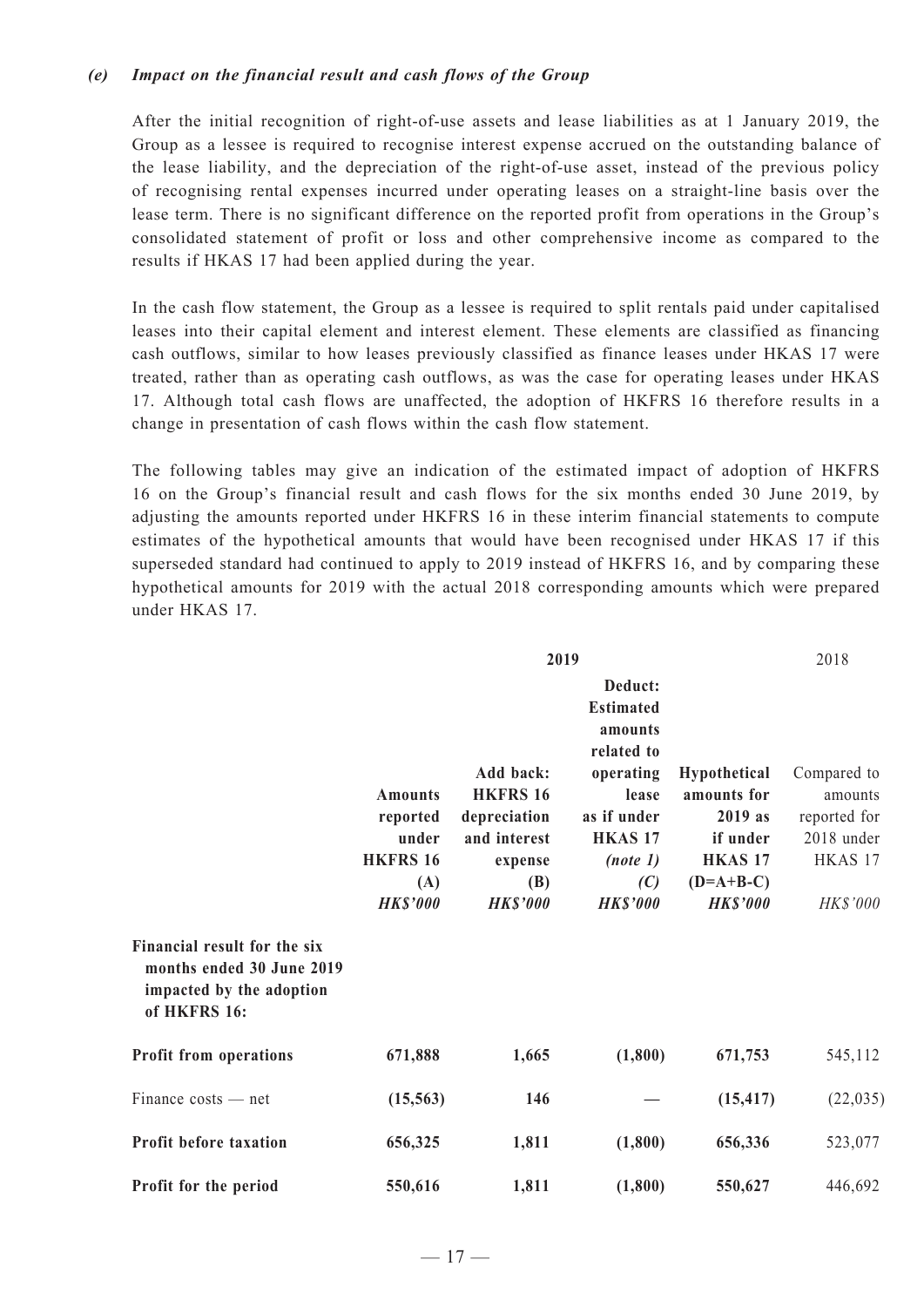### *(e) Impact on the financial result and cash flows of the Group*

After the initial recognition of right-of-use assets and lease liabilities as at 1 January 2019, the Group as a lessee is required to recognise interest expense accrued on the outstanding balance of the lease liability, and the depreciation of the right-of-use asset, instead of the previous policy of recognising rental expenses incurred under operating leases on a straight-line basis over the lease term. There is no significant difference on the reported profit from operations in the Group's consolidated statement of profit or loss and other comprehensive income as compared to the results if HKAS 17 had been applied during the year.

In the cash flow statement, the Group as a lessee is required to split rentals paid under capitalised leases into their capital element and interest element. These elements are classified as financing cash outflows, similar to how leases previously classified as finance leases under HKAS 17 were treated, rather than as operating cash outflows, as was the case for operating leases under HKAS 17. Although total cash flows are unaffected, the adoption of HKFRS 16 therefore results in a change in presentation of cash flows within the cash flow statement.

The following tables may give an indication of the estimated impact of adoption of HKFRS 16 on the Group's financial result and cash flows for the six months ended 30 June 2019, by adjusting the amounts reported under HKFRS 16 in these interim financial statements to compute estimates of the hypothetical amounts that would have been recognised under HKAS 17 if this superseded standard had continued to apply to 2019 instead of HKFRS 16, and by comparing these hypothetical amounts for 2019 with the actual 2018 corresponding amounts which were prepared under HKAS 17.

| | **2019** | | | | 2018 |
|---|---|---|---|---|---|
| | **Amounts reported under HKFRS 16 (A)** | **Add back: HKFRS 16 depreciation and interest expense (B)** | **Deduct: Estimated amounts related to operating lease as if under HKAS 17 *(note 1)* *(C)*** | **Hypothetical amounts for 2019 as if under HKAS 17 (D=A+B-C)** | Compared to amounts reported for 2018 under HKAS 17 |
| | ***HK$'000*** | ***HK$'000*** | ***HK$'000*** | ***HK$'000*** | *HK$'000* |
| **Financial result for the six months ended 30 June 2019 impacted by the adoption of HKFRS 16:** | | | | | |
| **Profit from operations** | **671,888** | **1,665** | **(1,800)** | **671,753** | 545,112 |
| Finance costs — net | **(15,563)** | **146** | **—** | **(15,417)** | (22,035) |
| **Profit before taxation** | **656,325** | **1,811** | **(1,800)** | **656,336** | 523,077 |
| **Profit for the period** | **550,616** | **1,811** | **(1,800)** | **550,627** | 446,692 |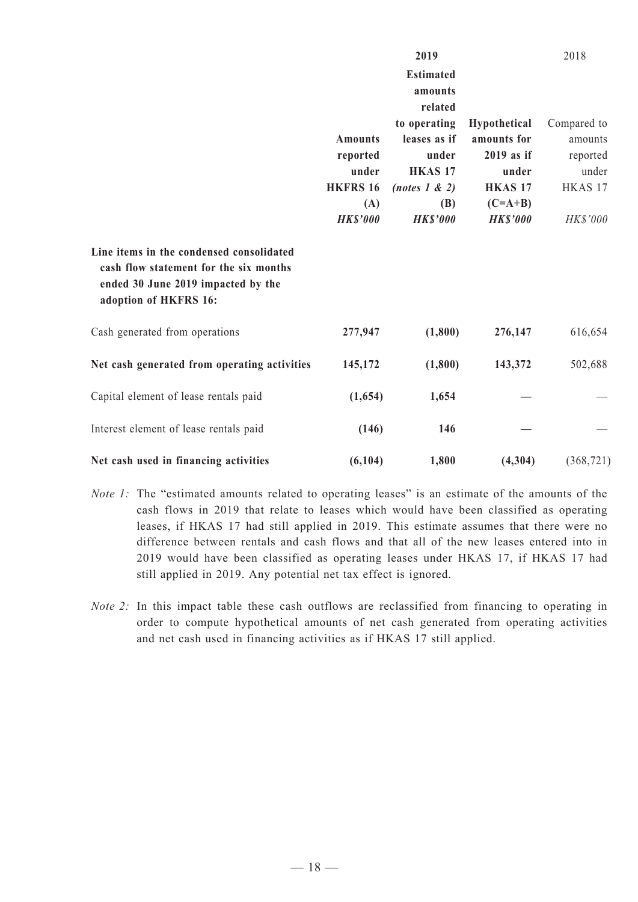| | 2019 | | | 2018 |
|---|---|---|---|---|
| | **Amounts reported under HKFRS 16 (A)** | **Estimated amounts related to operating leases as if under HKAS 17** ***(notes 1 & 2)*** **(B)** | **Hypothetical amounts for 2019 as if under HKAS 17 (C=A+B)** | Compared to amounts reported under HKAS 17 |
| | ***HK\$'000*** | ***HK\$'000*** | ***HK\$'000*** | *HK\$'000* |
| **Line items in the condensed consolidated cash flow statement for the six months ended 30 June 2019 impacted by the adoption of HKFRS 16:** | | | | |
| Cash generated from operations | **277,947** | **(1,800)** | **276,147** | 616,654 |
| **Net cash generated from operating activities** | **145,172** | **(1,800)** | **143,372** | 502,688 |
| Capital element of lease rentals paid | **(1,654)** | **1,654** | **—** | — |
| Interest element of lease rentals paid | **(146)** | **146** | **—** | — |
| **Net cash used in financing activities** | **(6,104)** | **1,800** | **(4,304)** | (368,721) |

*Note 1:* The "estimated amounts related to operating leases" is an estimate of the amounts of the cash flows in 2019 that relate to leases which would have been classified as operating leases, if HKAS 17 had still applied in 2019. This estimate assumes that there were no difference between rentals and cash flows and that all of the new leases entered into in 2019 would have been classified as operating leases under HKAS 17, if HKAS 17 had still applied in 2019. Any potential net tax effect is ignored.

*Note 2:* In this impact table these cash outflows are reclassified from financing to operating in order to compute hypothetical amounts of net cash generated from operating activities and net cash used in financing activities as if HKAS 17 still applied.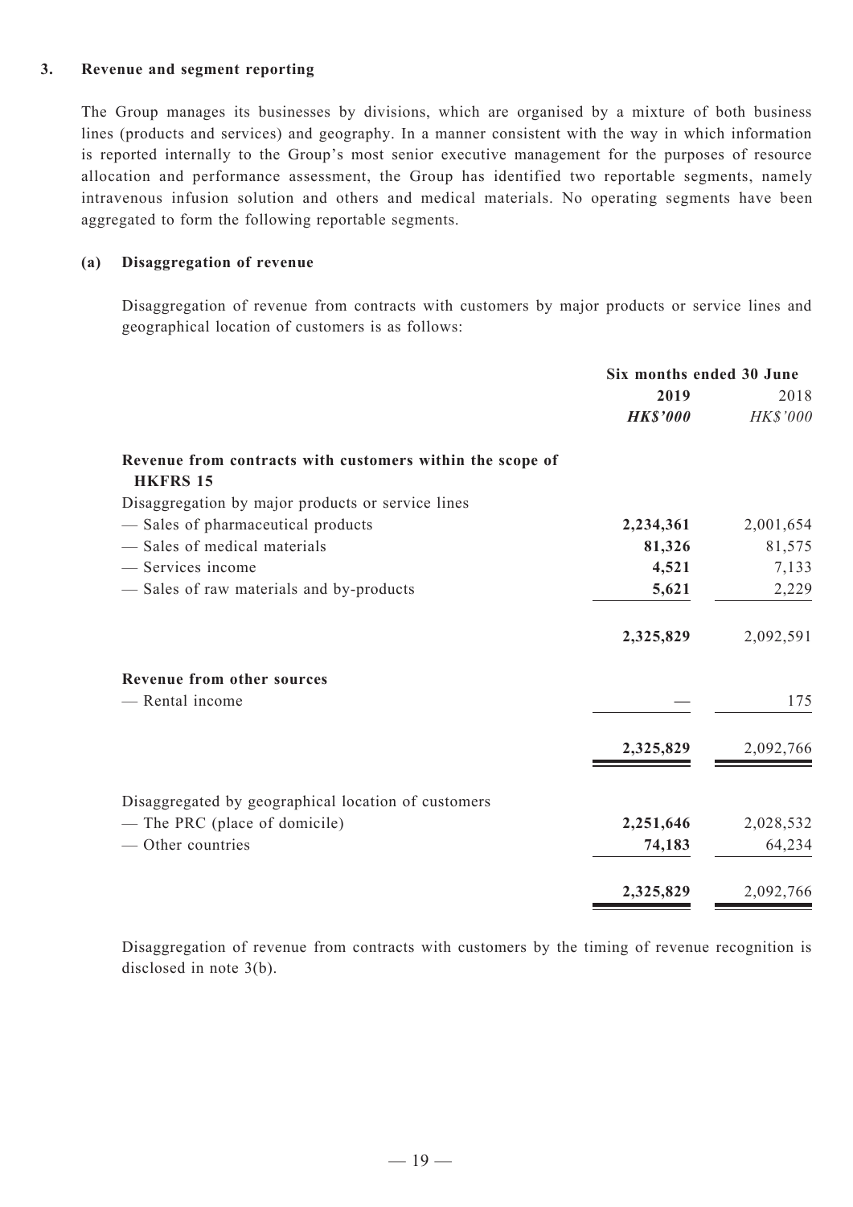### 3. Revenue and segment reporting

The Group manages its businesses by divisions, which are organised by a mixture of both business lines (products and services) and geography. In a manner consistent with the way in which information is reported internally to the Group's most senior executive management for the purposes of resource allocation and performance assessment, the Group has identified two reportable segments, namely intravenous infusion solution and others and medical materials. No operating segments have been aggregated to form the following reportable segments.

#### (a) Disaggregation of revenue

Disaggregation of revenue from contracts with customers by major products or service lines and geographical location of customers is as follows:

| | Six months ended 30 June | |
|---|---|---|
| | **2019** | 2018 |
| | ***HK$'000*** | *HK$'000* |
| **Revenue from contracts with customers within the scope of HKFRS 15** | | |
| Disaggregation by major products or service lines | | |
| — Sales of pharmaceutical products | **2,234,361** | 2,001,654 |
| — Sales of medical materials | **81,326** | 81,575 |
| — Services income | **4,521** | 7,133 |
| — Sales of raw materials and by-products | **5,621** | 2,229 |
| | **2,325,829** | 2,092,591 |
| **Revenue from other sources** | | |
| — Rental income | **—** | 175 |
| | **2,325,829** | 2,092,766 |
| Disaggregated by geographical location of customers | | |
| — The PRC (place of domicile) | **2,251,646** | 2,028,532 |
| — Other countries | **74,183** | 64,234 |
| | **2,325,829** | 2,092,766 |

Disaggregation of revenue from contracts with customers by the timing of revenue recognition is disclosed in note 3(b).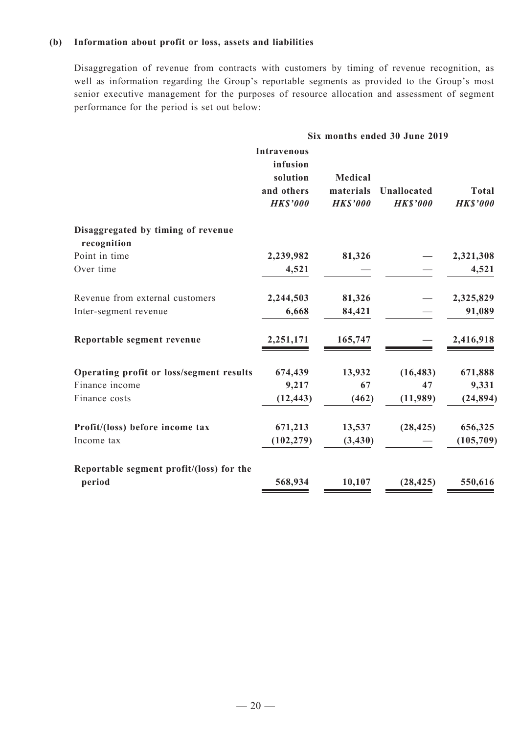**(b) Information about profit or loss, assets and liabilities**

Disaggregation of revenue from contracts with customers by timing of revenue recognition, as well as information regarding the Group's reportable segments as provided to the Group's most senior executive management for the purposes of resource allocation and assessment of segment performance for the period is set out below:

| | Six months ended 30 June 2019 | | | |
|---|---|---|---|---|
| | **Intravenous infusion solution and others** | **Medical materials** | **Unallocated** | **Total** |
| | ***HK$'000*** | ***HK$'000*** | ***HK$'000*** | ***HK$'000*** |
| **Disaggregated by timing of revenue recognition** | | | | |
| Point in time | **2,239,982** | **81,326** | **—** | **2,321,308** |
| Over time | **4,521** | **—** | **—** | **4,521** |
| Revenue from external customers | **2,244,503** | **81,326** | **—** | **2,325,829** |
| Inter-segment revenue | **6,668** | **84,421** | **—** | **91,089** |
| **Reportable segment revenue** | **2,251,171** | **165,747** | **—** | **2,416,918** |
| **Operating profit or loss/segment results** | **674,439** | **13,932** | **(16,483)** | **671,888** |
| Finance income | **9,217** | **67** | **47** | **9,331** |
| Finance costs | **(12,443)** | **(462)** | **(11,989)** | **(24,894)** |
| **Profit/(loss) before income tax** | **671,213** | **13,537** | **(28,425)** | **656,325** |
| Income tax | **(102,279)** | **(3,430)** | **—** | **(105,709)** |
| **Reportable segment profit/(loss) for the period** | **568,934** | **10,107** | **(28,425)** | **550,616** |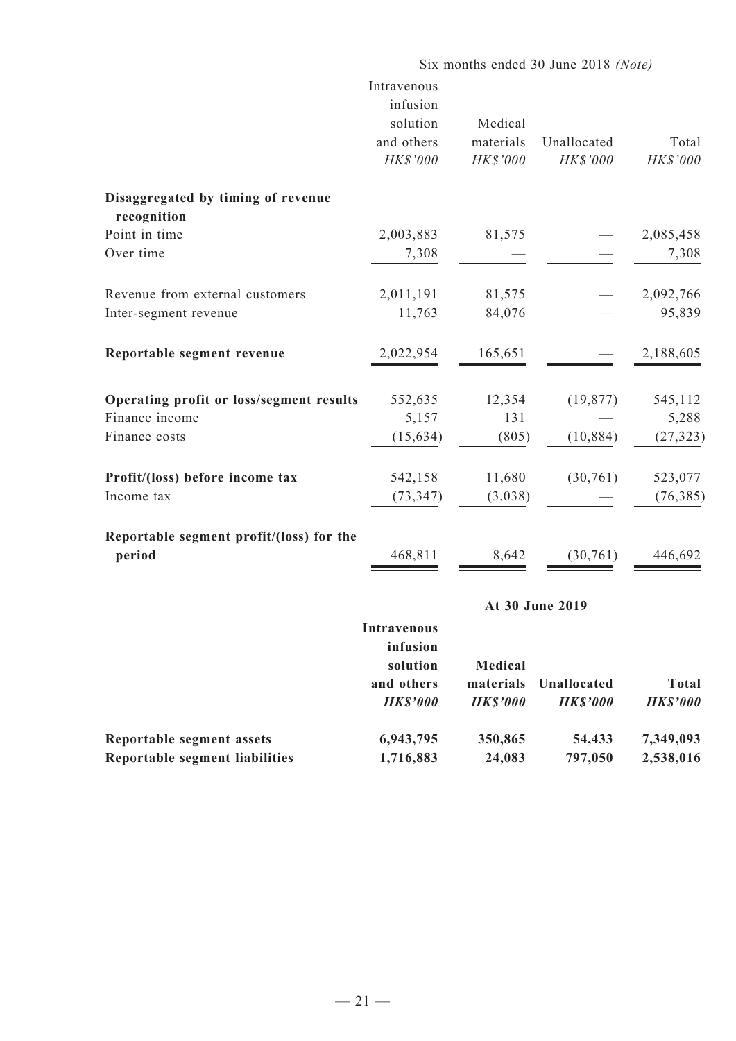| | Six months ended 30 June 2018 *(Note)* | | | |
|---|---|---|---|---|
| | Intravenous infusion solution and others | Medical materials | Unallocated | Total |
| | *HK$'000* | *HK$'000* | *HK$'000* | *HK$'000* |
| **Disaggregated by timing of revenue recognition** | | | | |
| Point in time | 2,003,883 | 81,575 | — | 2,085,458 |
| Over time | 7,308 | — | — | 7,308 |
| Revenue from external customers | 2,011,191 | 81,575 | — | 2,092,766 |
| Inter-segment revenue | 11,763 | 84,076 | — | 95,839 |
| **Reportable segment revenue** | 2,022,954 | 165,651 | — | 2,188,605 |
| **Operating profit or loss/segment results** | 552,635 | 12,354 | (19,877) | 545,112 |
| Finance income | 5,157 | 131 | — | 5,288 |
| Finance costs | (15,634) | (805) | (10,884) | (27,323) |
| **Profit/(loss) before income tax** | 542,158 | 11,680 | (30,761) | 523,077 |
| Income tax | (73,347) | (3,038) | — | (76,385) |
| **Reportable segment profit/(loss) for the period** | 468,811 | 8,642 | (30,761) | 446,692 |

| | **At 30 June 2019** | | | |
|---|---|---|---|---|
| | **Intravenous infusion solution and others** | **Medical materials** | **Unallocated** | **Total** |
| | ***HK$'000*** | ***HK$'000*** | ***HK$'000*** | ***HK$'000*** |
| **Reportable segment assets** | **6,943,795** | **350,865** | **54,433** | **7,349,093** |
| **Reportable segment liabilities** | **1,716,883** | **24,083** | **797,050** | **2,538,016** |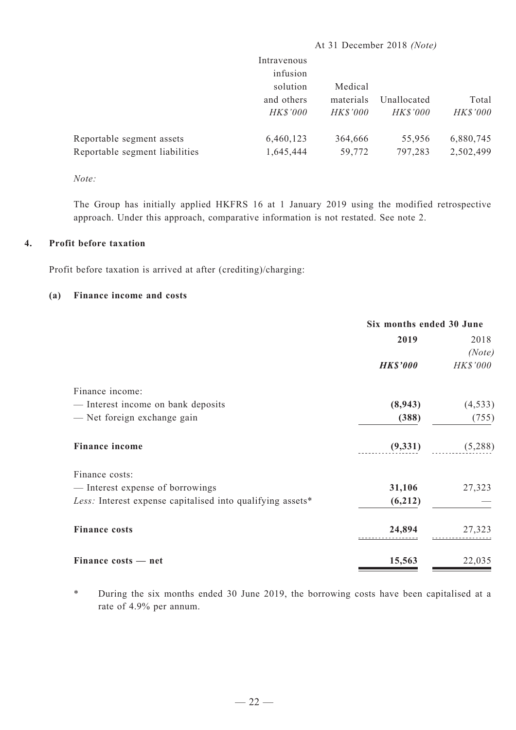| | At 31 December 2018 *(Note)* | | | |
|---|---|---|---|---|
| | Intravenous infusion solution and others | Medical materials | Unallocated | Total |
| | *HK$'000* | *HK$'000* | *HK$'000* | *HK$'000* |
| Reportable segment assets | 6,460,123 | 364,666 | 55,956 | 6,880,745 |
| Reportable segment liabilities | 1,645,444 | 59,772 | 797,283 | 2,502,499 |

*Note:*

The Group has initially applied HKFRS 16 at 1 January 2019 using the modified retrospective approach. Under this approach, comparative information is not restated. See note 2.

## 4. Profit before taxation

Profit before taxation is arrived at after (crediting)/charging:

### (a) Finance income and costs

| | Six months ended 30 June | |
|---|---|---|
| | **2019** | 2018 *(Note)* |
| | ***HK$'000*** | *HK$'000* |
| Finance income: | | |
| — Interest income on bank deposits | **(8,943)** | (4,533) |
| — Net foreign exchange gain | **(388)** | (755) |
| **Finance income** | **(9,331)** | (5,288) |
| Finance costs: | | |
| — Interest expense of borrowings | **31,106** | 27,323 |
| *Less:* Interest expense capitalised into qualifying assets* | **(6,212)** | — |
| **Finance costs** | **24,894** | 27,323 |
| **Finance costs — net** | **15,563** | 22,035 |

\* During the six months ended 30 June 2019, the borrowing costs have been capitalised at a rate of 4.9% per annum.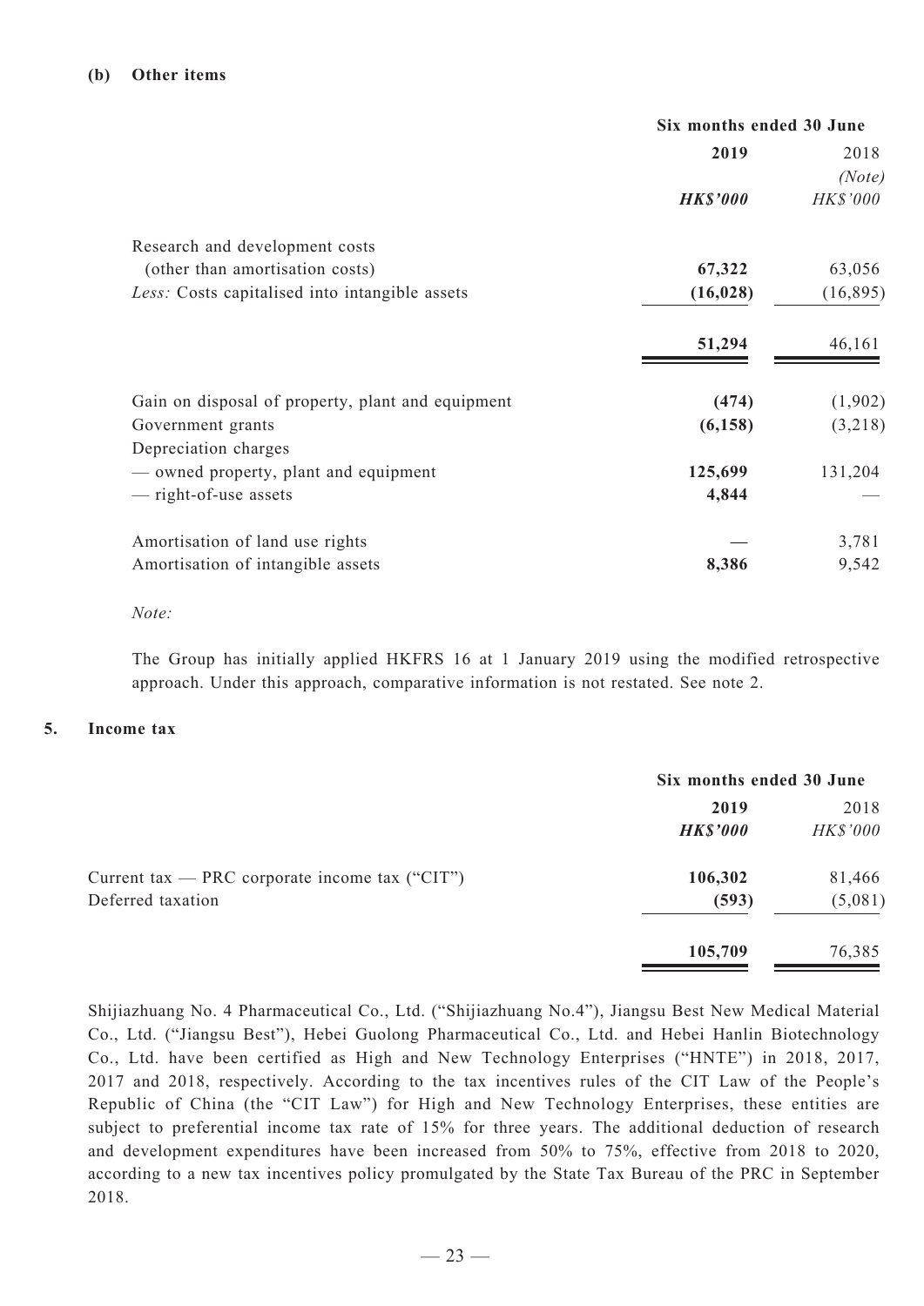**(b) Other items**

| | Six months ended 30 June | |
|---|---|---|
| | **2019** | 2018 *(Note)* |
| | ***HK$'000*** | *HK$'000* |
| Research and development costs (other than amortisation costs) | **67,322** | 63,056 |
| *Less:* Costs capitalised into intangible assets | **(16,028)** | (16,895) |
| | **51,294** | 46,161 |
| Gain on disposal of property, plant and equipment | **(474)** | (1,902) |
| Government grants | **(6,158)** | (3,218) |
| Depreciation charges | | |
| — owned property, plant and equipment | **125,699** | 131,204 |
| — right-of-use assets | **4,844** | — |
| Amortisation of land use rights | **—** | 3,781 |
| Amortisation of intangible assets | **8,386** | 9,542 |

*Note:*

The Group has initially applied HKFRS 16 at 1 January 2019 using the modified retrospective approach. Under this approach, comparative information is not restated. See note 2.

**5. Income tax**

| | Six months ended 30 June | |
|---|---|---|
| | **2019** | 2018 |
| | ***HK$'000*** | *HK$'000* |
| Current tax — PRC corporate income tax ("CIT") | **106,302** | 81,466 |
| Deferred taxation | **(593)** | (5,081) |
| | **105,709** | 76,385 |

Shijiazhuang No. 4 Pharmaceutical Co., Ltd. ("Shijiazhuang No.4"), Jiangsu Best New Medical Material Co., Ltd. ("Jiangsu Best"), Hebei Guolong Pharmaceutical Co., Ltd. and Hebei Hanlin Biotechnology Co., Ltd. have been certified as High and New Technology Enterprises ("HNTE") in 2018, 2017, 2017 and 2018, respectively. According to the tax incentives rules of the CIT Law of the People's Republic of China (the "CIT Law") for High and New Technology Enterprises, these entities are subject to preferential income tax rate of 15% for three years. The additional deduction of research and development expenditures have been increased from 50% to 75%, effective from 2018 to 2020, according to a new tax incentives policy promulgated by the State Tax Bureau of the PRC in September 2018.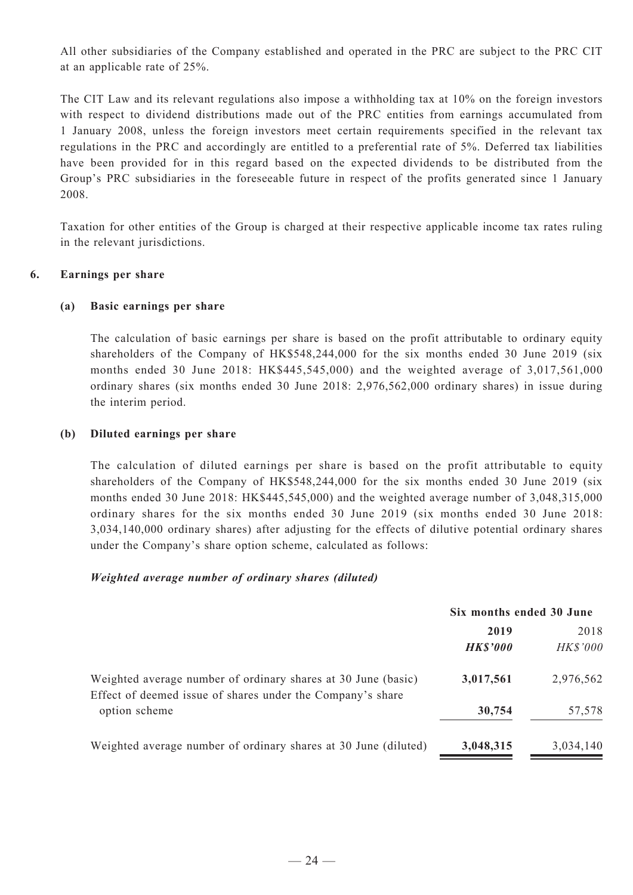All other subsidiaries of the Company established and operated in the PRC are subject to the PRC CIT at an applicable rate of 25%.

The CIT Law and its relevant regulations also impose a withholding tax at 10% on the foreign investors with respect to dividend distributions made out of the PRC entities from earnings accumulated from 1 January 2008, unless the foreign investors meet certain requirements specified in the relevant tax regulations in the PRC and accordingly are entitled to a preferential rate of 5%. Deferred tax liabilities have been provided for in this regard based on the expected dividends to be distributed from the Group's PRC subsidiaries in the foreseeable future in respect of the profits generated since 1 January 2008.

Taxation for other entities of the Group is charged at their respective applicable income tax rates ruling in the relevant jurisdictions.

## 6. Earnings per share

### (a) Basic earnings per share

The calculation of basic earnings per share is based on the profit attributable to ordinary equity shareholders of the Company of HK$548,244,000 for the six months ended 30 June 2019 (six months ended 30 June 2018: HK$445,545,000) and the weighted average of 3,017,561,000 ordinary shares (six months ended 30 June 2018: 2,976,562,000 ordinary shares) in issue during the interim period.

### (b) Diluted earnings per share

The calculation of diluted earnings per share is based on the profit attributable to equity shareholders of the Company of HK$548,244,000 for the six months ended 30 June 2019 (six months ended 30 June 2018: HK$445,545,000) and the weighted average number of 3,048,315,000 ordinary shares for the six months ended 30 June 2019 (six months ended 30 June 2018: 3,034,140,000 ordinary shares) after adjusting for the effects of dilutive potential ordinary shares under the Company's share option scheme, calculated as follows:

***Weighted average number of ordinary shares (diluted)***

| | Six months ended 30 June | |
|---|---|---|
| | **2019** | 2018 |
| | ***HK$'000*** | *HK$'000* |
| Weighted average number of ordinary shares at 30 June (basic) | **3,017,561** | 2,976,562 |
| Effect of deemed issue of shares under the Company's share option scheme | **30,754** | 57,578 |
| Weighted average number of ordinary shares at 30 June (diluted) | **3,048,315** | 3,034,140 |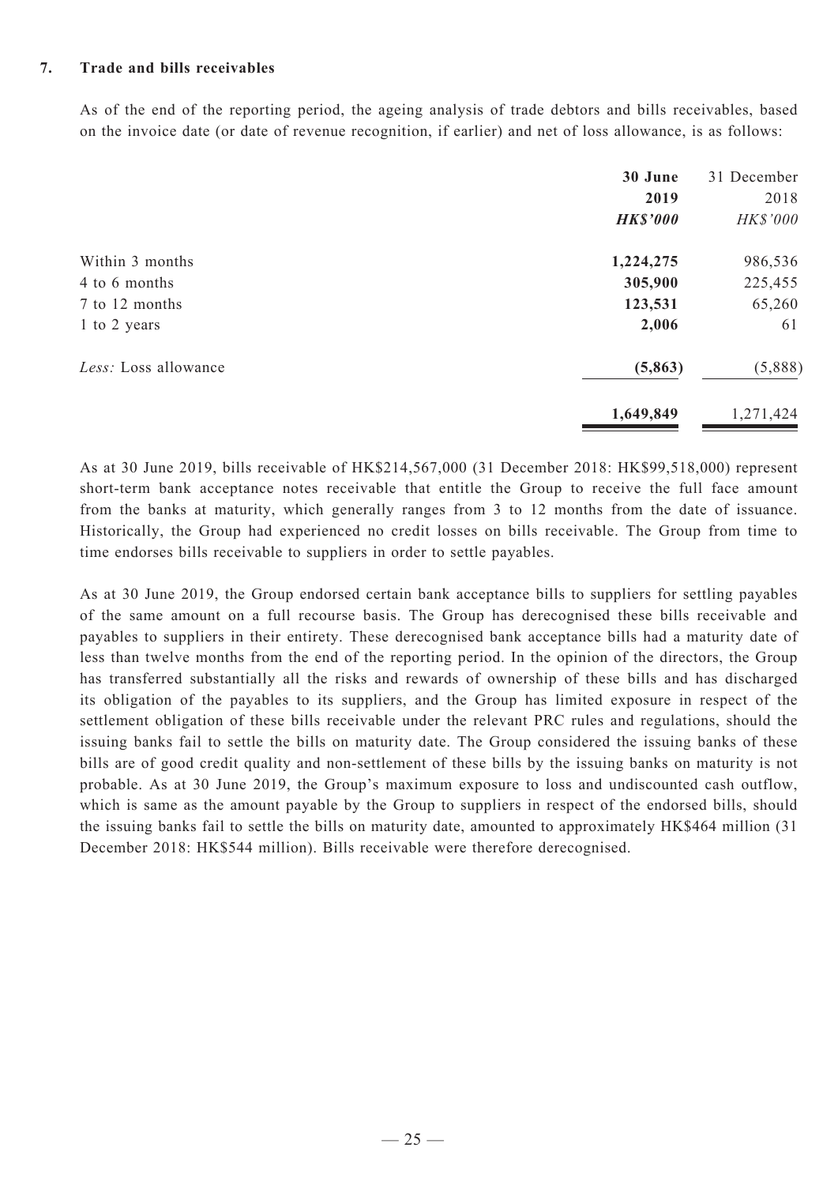## 7. Trade and bills receivables

As of the end of the reporting period, the ageing analysis of trade debtors and bills receivables, based on the invoice date (or date of revenue recognition, if earlier) and net of loss allowance, is as follows:

| | **30 June 2019** | 31 December 2018 |
|---|---|---|
| | ***HK$'000*** | *HK$'000* |
| Within 3 months | **1,224,275** | 986,536 |
| 4 to 6 months | **305,900** | 225,455 |
| 7 to 12 months | **123,531** | 65,260 |
| 1 to 2 years | **2,006** | 61 |
| *Less:* Loss allowance | **(5,863)** | (5,888) |
| | **1,649,849** | 1,271,424 |

As at 30 June 2019, bills receivable of HK$214,567,000 (31 December 2018: HK$99,518,000) represent short-term bank acceptance notes receivable that entitle the Group to receive the full face amount from the banks at maturity, which generally ranges from 3 to 12 months from the date of issuance. Historically, the Group had experienced no credit losses on bills receivable. The Group from time to time endorses bills receivable to suppliers in order to settle payables.

As at 30 June 2019, the Group endorsed certain bank acceptance bills to suppliers for settling payables of the same amount on a full recourse basis. The Group has derecognised these bills receivable and payables to suppliers in their entirety. These derecognised bank acceptance bills had a maturity date of less than twelve months from the end of the reporting period. In the opinion of the directors, the Group has transferred substantially all the risks and rewards of ownership of these bills and has discharged its obligation of the payables to its suppliers, and the Group has limited exposure in respect of the settlement obligation of these bills receivable under the relevant PRC rules and regulations, should the issuing banks fail to settle the bills on maturity date. The Group considered the issuing banks of these bills are of good credit quality and non-settlement of these bills by the issuing banks on maturity is not probable. As at 30 June 2019, the Group's maximum exposure to loss and undiscounted cash outflow, which is same as the amount payable by the Group to suppliers in respect of the endorsed bills, should the issuing banks fail to settle the bills on maturity date, amounted to approximately HK$464 million (31 December 2018: HK$544 million). Bills receivable were therefore derecognised.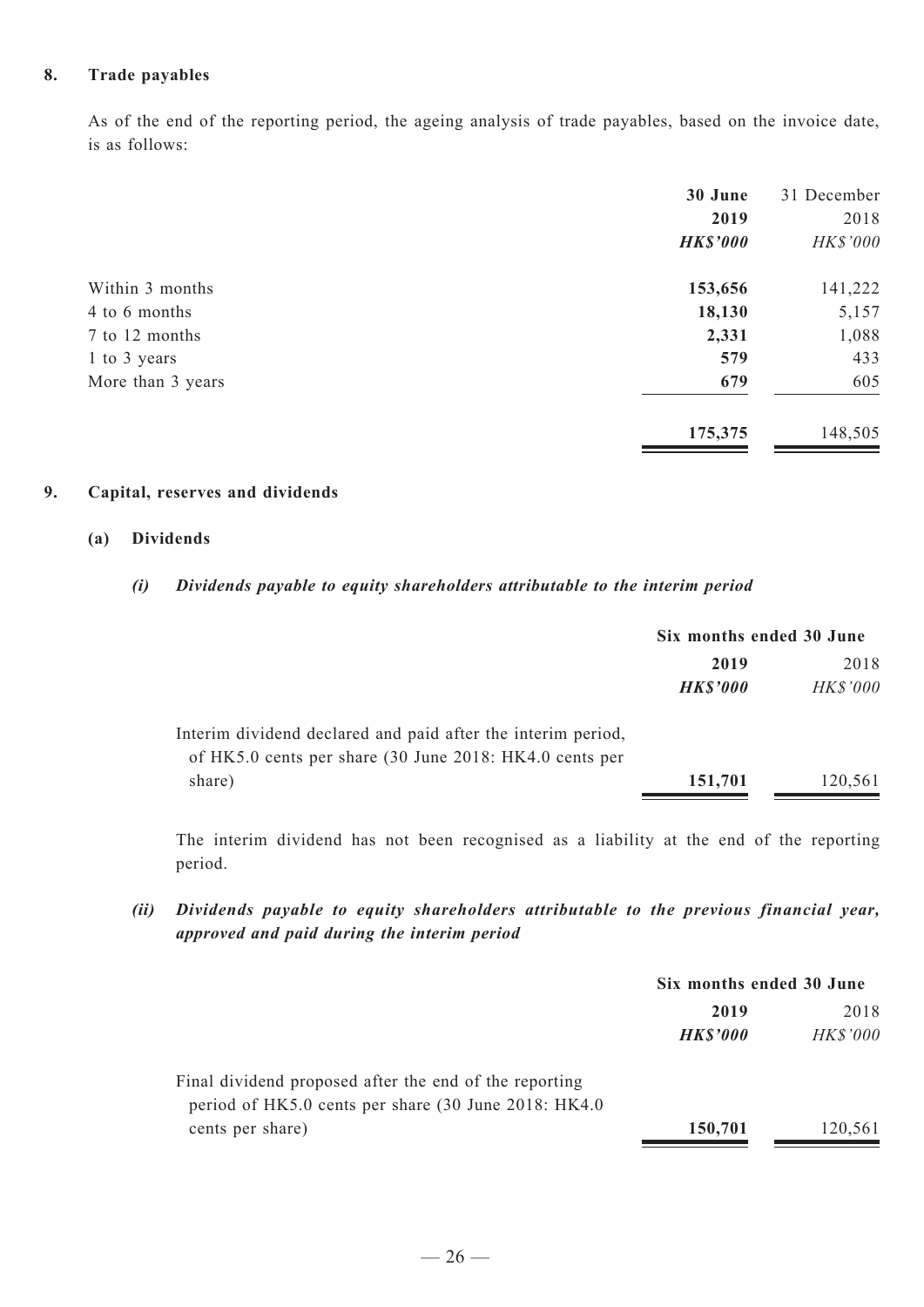## 8. Trade payables

As of the end of the reporting period, the ageing analysis of trade payables, based on the invoice date, is as follows:

| | 30 June 2019 | 31 December 2018 |
|---|---|---|
| | ***HK$'000*** | *HK$'000* |
| Within 3 months | **153,656** | 141,222 |
| 4 to 6 months | **18,130** | 5,157 |
| 7 to 12 months | **2,331** | 1,088 |
| 1 to 3 years | **579** | 433 |
| More than 3 years | **679** | 605 |
| | **175,375** | 148,505 |

## 9. Capital, reserves and dividends

### (a) Dividends

#### *(i) Dividends payable to equity shareholders attributable to the interim period*

| | Six months ended 30 June | |
|---|---|---|
| | **2019** | 2018 |
| | ***HK$'000*** | *HK$'000* |
| Interim dividend declared and paid after the interim period, of HK5.0 cents per share (30 June 2018: HK4.0 cents per share) | **151,701** | 120,561 |

The interim dividend has not been recognised as a liability at the end of the reporting period.

#### *(ii) Dividends payable to equity shareholders attributable to the previous financial year, approved and paid during the interim period*

| | Six months ended 30 June | |
|---|---|---|
| | **2019** | 2018 |
| | ***HK$'000*** | *HK$'000* |
| Final dividend proposed after the end of the reporting period of HK5.0 cents per share (30 June 2018: HK4.0 cents per share) | **150,701** | 120,561 |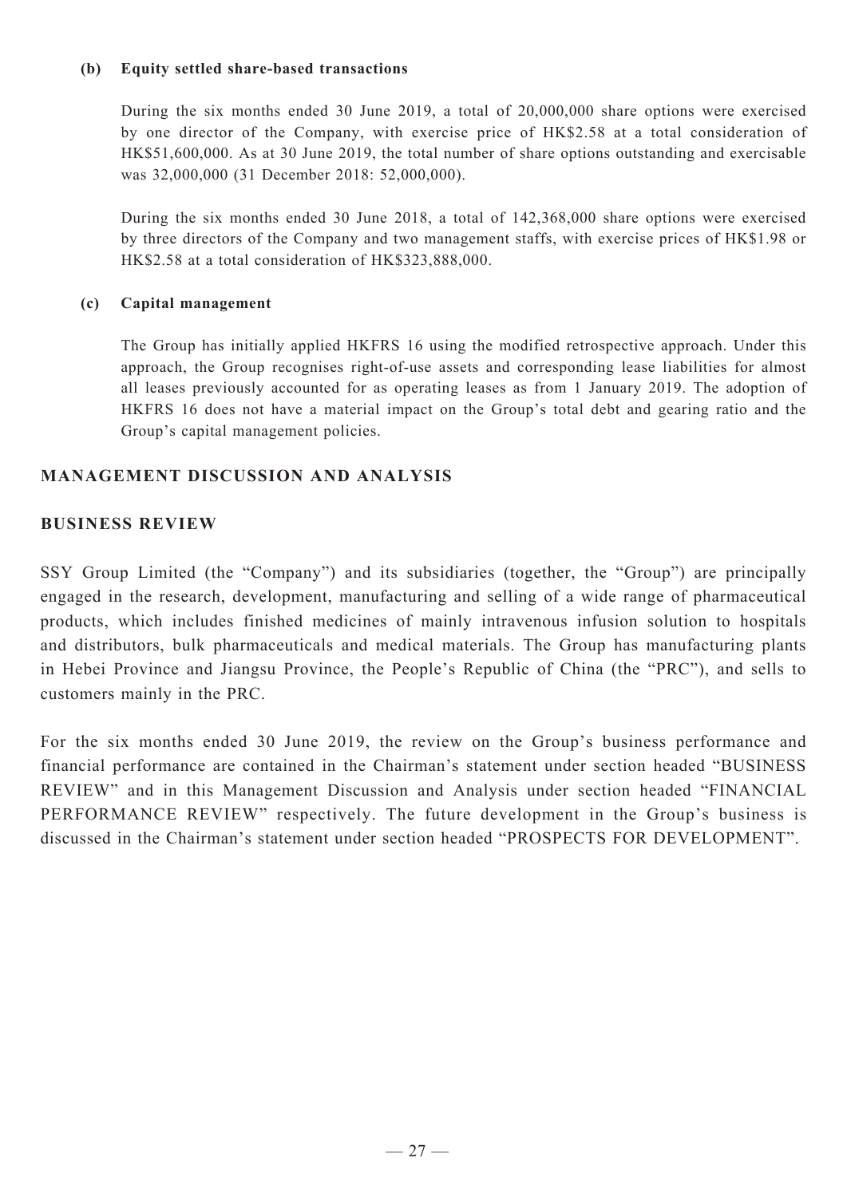**(b) Equity settled share-based transactions**

During the six months ended 30 June 2019, a total of 20,000,000 share options were exercised by one director of the Company, with exercise price of HK$2.58 at a total consideration of HK$51,600,000. As at 30 June 2019, the total number of share options outstanding and exercisable was 32,000,000 (31 December 2018: 52,000,000).

During the six months ended 30 June 2018, a total of 142,368,000 share options were exercised by three directors of the Company and two management staffs, with exercise prices of HK$1.98 or HK$2.58 at a total consideration of HK$323,888,000.

**(c) Capital management**

The Group has initially applied HKFRS 16 using the modified retrospective approach. Under this approach, the Group recognises right-of-use assets and corresponding lease liabilities for almost all leases previously accounted for as operating leases as from 1 January 2019. The adoption of HKFRS 16 does not have a material impact on the Group's total debt and gearing ratio and the Group's capital management policies.

## MANAGEMENT DISCUSSION AND ANALYSIS

## BUSINESS REVIEW

SSY Group Limited (the "Company") and its subsidiaries (together, the "Group") are principally engaged in the research, development, manufacturing and selling of a wide range of pharmaceutical products, which includes finished medicines of mainly intravenous infusion solution to hospitals and distributors, bulk pharmaceuticals and medical materials. The Group has manufacturing plants in Hebei Province and Jiangsu Province, the People's Republic of China (the "PRC"), and sells to customers mainly in the PRC.

For the six months ended 30 June 2019, the review on the Group's business performance and financial performance are contained in the Chairman's statement under section headed "BUSINESS REVIEW" and in this Management Discussion and Analysis under section headed "FINANCIAL PERFORMANCE REVIEW" respectively. The future development in the Group's business is discussed in the Chairman's statement under section headed "PROSPECTS FOR DEVELOPMENT".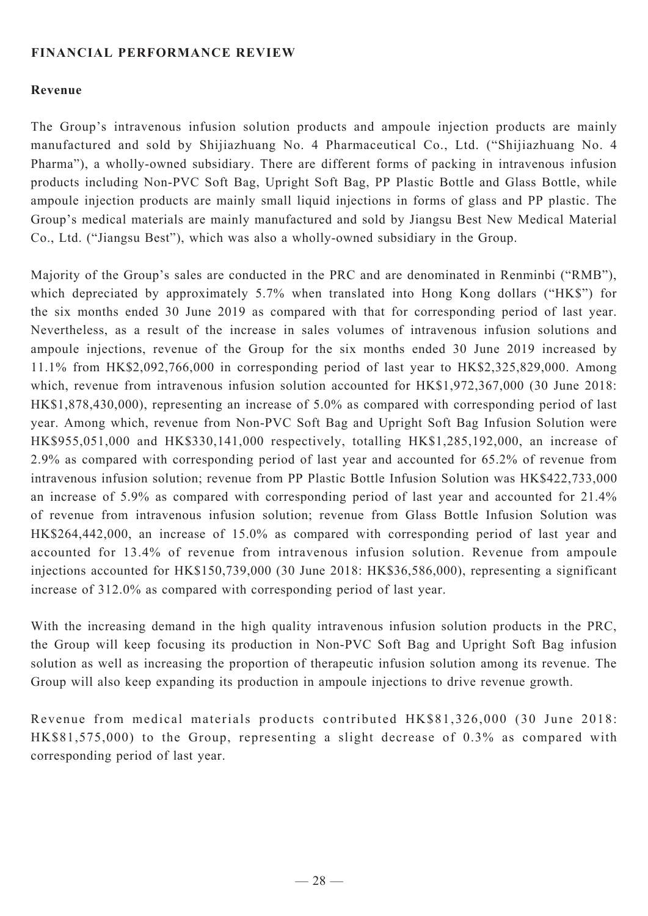## FINANCIAL PERFORMANCE REVIEW

### Revenue

The Group's intravenous infusion solution products and ampoule injection products are mainly manufactured and sold by Shijiazhuang No. 4 Pharmaceutical Co., Ltd. ("Shijiazhuang No. 4 Pharma"), a wholly-owned subsidiary. There are different forms of packing in intravenous infusion products including Non-PVC Soft Bag, Upright Soft Bag, PP Plastic Bottle and Glass Bottle, while ampoule injection products are mainly small liquid injections in forms of glass and PP plastic. The Group's medical materials are mainly manufactured and sold by Jiangsu Best New Medical Material Co., Ltd. ("Jiangsu Best"), which was also a wholly-owned subsidiary in the Group.

Majority of the Group's sales are conducted in the PRC and are denominated in Renminbi ("RMB"), which depreciated by approximately 5.7% when translated into Hong Kong dollars ("HK$") for the six months ended 30 June 2019 as compared with that for corresponding period of last year. Nevertheless, as a result of the increase in sales volumes of intravenous infusion solutions and ampoule injections, revenue of the Group for the six months ended 30 June 2019 increased by 11.1% from HK$2,092,766,000 in corresponding period of last year to HK$2,325,829,000. Among which, revenue from intravenous infusion solution accounted for HK$1,972,367,000 (30 June 2018: HK$1,878,430,000), representing an increase of 5.0% as compared with corresponding period of last year. Among which, revenue from Non-PVC Soft Bag and Upright Soft Bag Infusion Solution were HK$955,051,000 and HK$330,141,000 respectively, totalling HK$1,285,192,000, an increase of 2.9% as compared with corresponding period of last year and accounted for 65.2% of revenue from intravenous infusion solution; revenue from PP Plastic Bottle Infusion Solution was HK$422,733,000 an increase of 5.9% as compared with corresponding period of last year and accounted for 21.4% of revenue from intravenous infusion solution; revenue from Glass Bottle Infusion Solution was HK$264,442,000, an increase of 15.0% as compared with corresponding period of last year and accounted for 13.4% of revenue from intravenous infusion solution. Revenue from ampoule injections accounted for HK$150,739,000 (30 June 2018: HK$36,586,000), representing a significant increase of 312.0% as compared with corresponding period of last year.

With the increasing demand in the high quality intravenous infusion solution products in the PRC, the Group will keep focusing its production in Non-PVC Soft Bag and Upright Soft Bag infusion solution as well as increasing the proportion of therapeutic infusion solution among its revenue. The Group will also keep expanding its production in ampoule injections to drive revenue growth.

Revenue from medical materials products contributed HK$81,326,000 (30 June 2018: HK$81,575,000) to the Group, representing a slight decrease of 0.3% as compared with corresponding period of last year.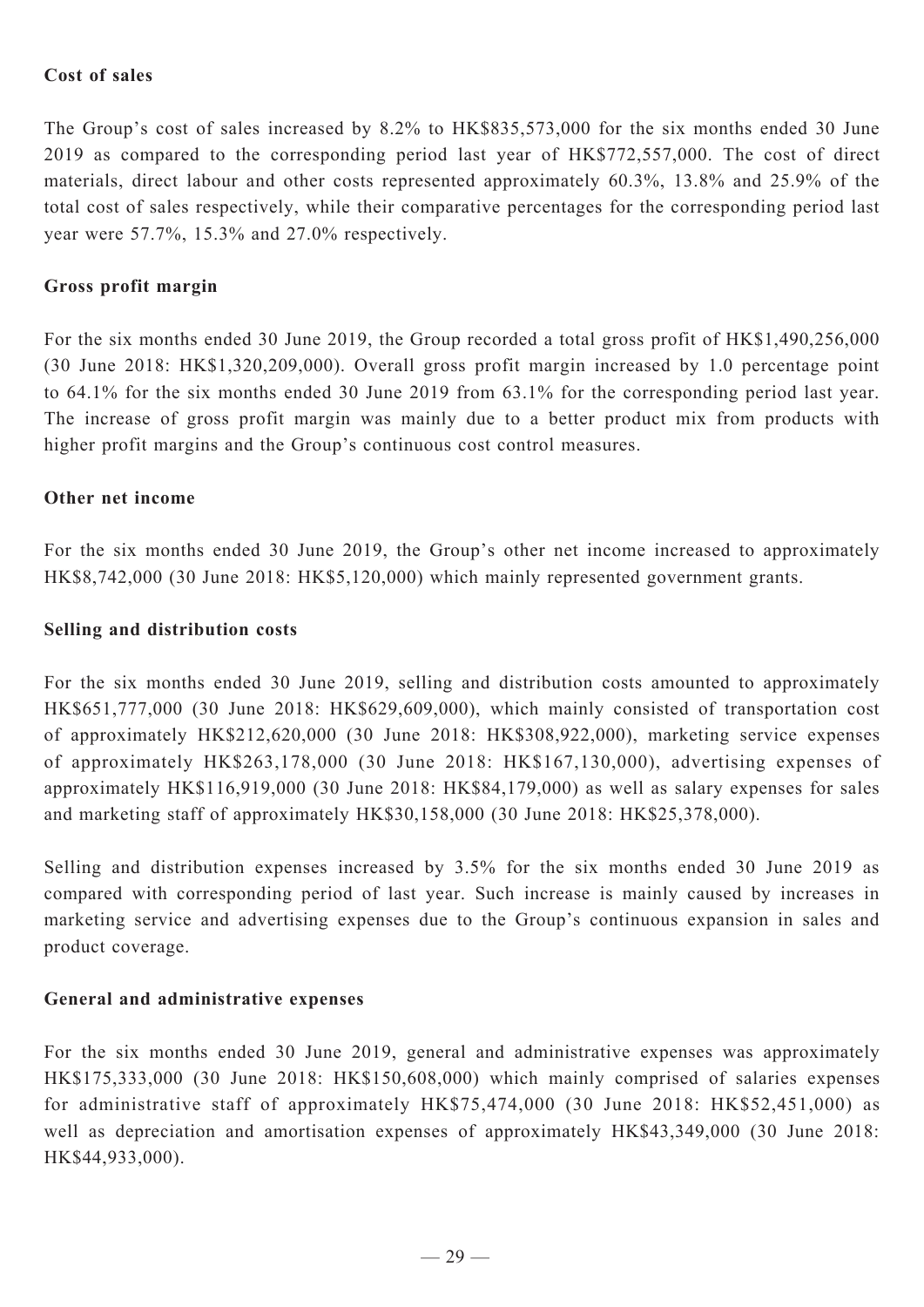**Cost of sales**

The Group's cost of sales increased by 8.2% to HK$835,573,000 for the six months ended 30 June 2019 as compared to the corresponding period last year of HK$772,557,000. The cost of direct materials, direct labour and other costs represented approximately 60.3%, 13.8% and 25.9% of the total cost of sales respectively, while their comparative percentages for the corresponding period last year were 57.7%, 15.3% and 27.0% respectively.

**Gross profit margin**

For the six months ended 30 June 2019, the Group recorded a total gross profit of HK$1,490,256,000 (30 June 2018: HK$1,320,209,000). Overall gross profit margin increased by 1.0 percentage point to 64.1% for the six months ended 30 June 2019 from 63.1% for the corresponding period last year. The increase of gross profit margin was mainly due to a better product mix from products with higher profit margins and the Group's continuous cost control measures.

**Other net income**

For the six months ended 30 June 2019, the Group's other net income increased to approximately HK$8,742,000 (30 June 2018: HK$5,120,000) which mainly represented government grants.

**Selling and distribution costs**

For the six months ended 30 June 2019, selling and distribution costs amounted to approximately HK$651,777,000 (30 June 2018: HK$629,609,000), which mainly consisted of transportation cost of approximately HK$212,620,000 (30 June 2018: HK$308,922,000), marketing service expenses of approximately HK$263,178,000 (30 June 2018: HK$167,130,000), advertising expenses of approximately HK$116,919,000 (30 June 2018: HK$84,179,000) as well as salary expenses for sales and marketing staff of approximately HK$30,158,000 (30 June 2018: HK$25,378,000).

Selling and distribution expenses increased by 3.5% for the six months ended 30 June 2019 as compared with corresponding period of last year. Such increase is mainly caused by increases in marketing service and advertising expenses due to the Group's continuous expansion in sales and product coverage.

**General and administrative expenses**

For the six months ended 30 June 2019, general and administrative expenses was approximately HK$175,333,000 (30 June 2018: HK$150,608,000) which mainly comprised of salaries expenses for administrative staff of approximately HK$75,474,000 (30 June 2018: HK$52,451,000) as well as depreciation and amortisation expenses of approximately HK$43,349,000 (30 June 2018: HK$44,933,000).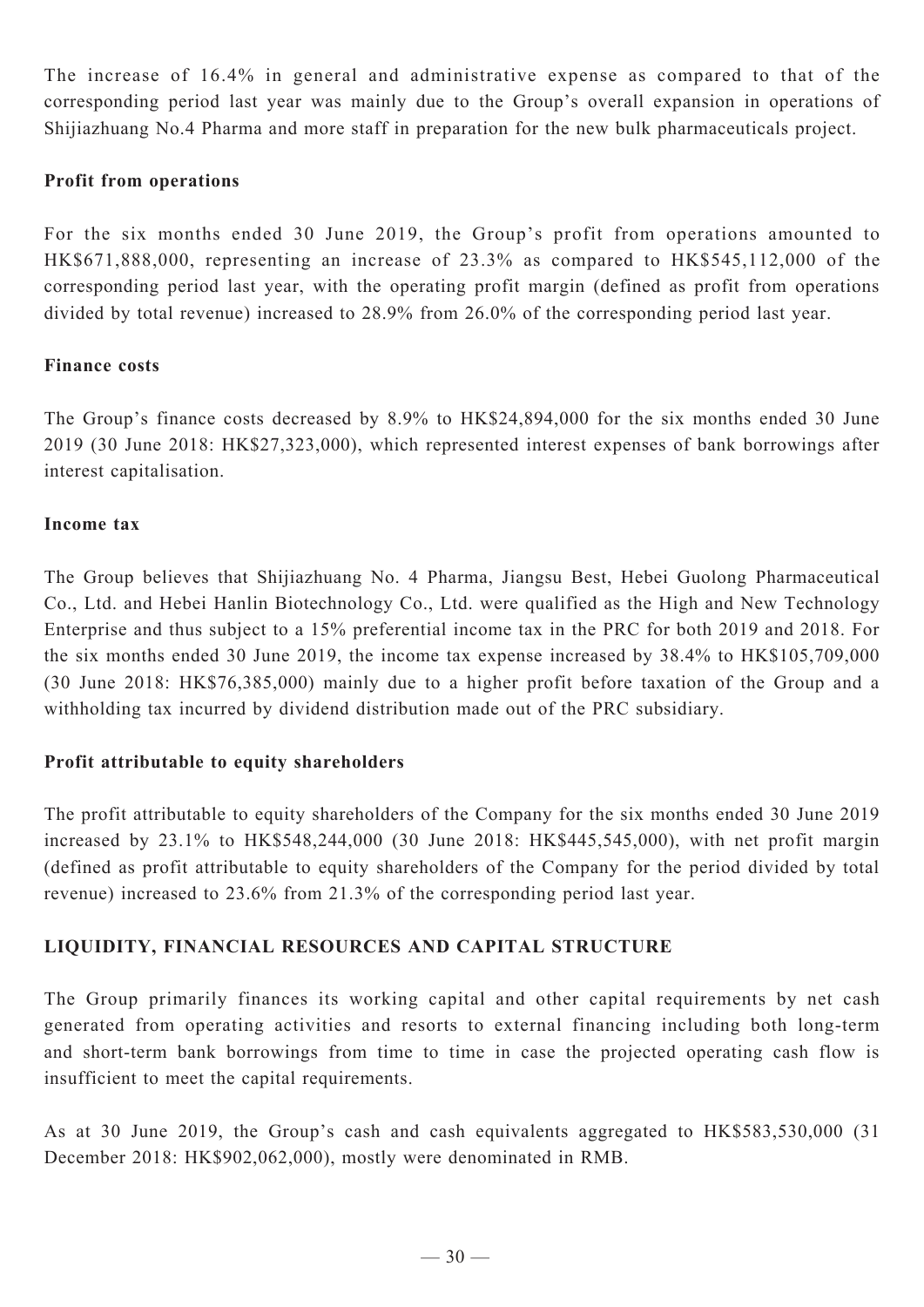The increase of 16.4% in general and administrative expense as compared to that of the corresponding period last year was mainly due to the Group's overall expansion in operations of Shijiazhuang No.4 Pharma and more staff in preparation for the new bulk pharmaceuticals project.

**Profit from operations**

For the six months ended 30 June 2019, the Group's profit from operations amounted to HK$671,888,000, representing an increase of 23.3% as compared to HK$545,112,000 of the corresponding period last year, with the operating profit margin (defined as profit from operations divided by total revenue) increased to 28.9% from 26.0% of the corresponding period last year.

**Finance costs**

The Group's finance costs decreased by 8.9% to HK$24,894,000 for the six months ended 30 June 2019 (30 June 2018: HK$27,323,000), which represented interest expenses of bank borrowings after interest capitalisation.

**Income tax**

The Group believes that Shijiazhuang No. 4 Pharma, Jiangsu Best, Hebei Guolong Pharmaceutical Co., Ltd. and Hebei Hanlin Biotechnology Co., Ltd. were qualified as the High and New Technology Enterprise and thus subject to a 15% preferential income tax in the PRC for both 2019 and 2018. For the six months ended 30 June 2019, the income tax expense increased by 38.4% to HK$105,709,000 (30 June 2018: HK$76,385,000) mainly due to a higher profit before taxation of the Group and a withholding tax incurred by dividend distribution made out of the PRC subsidiary.

**Profit attributable to equity shareholders**

The profit attributable to equity shareholders of the Company for the six months ended 30 June 2019 increased by 23.1% to HK$548,244,000 (30 June 2018: HK$445,545,000), with net profit margin (defined as profit attributable to equity shareholders of the Company for the period divided by total revenue) increased to 23.6% from 21.3% of the corresponding period last year.

## LIQUIDITY, FINANCIAL RESOURCES AND CAPITAL STRUCTURE

The Group primarily finances its working capital and other capital requirements by net cash generated from operating activities and resorts to external financing including both long-term and short-term bank borrowings from time to time in case the projected operating cash flow is insufficient to meet the capital requirements.

As at 30 June 2019, the Group's cash and cash equivalents aggregated to HK$583,530,000 (31 December 2018: HK$902,062,000), mostly were denominated in RMB.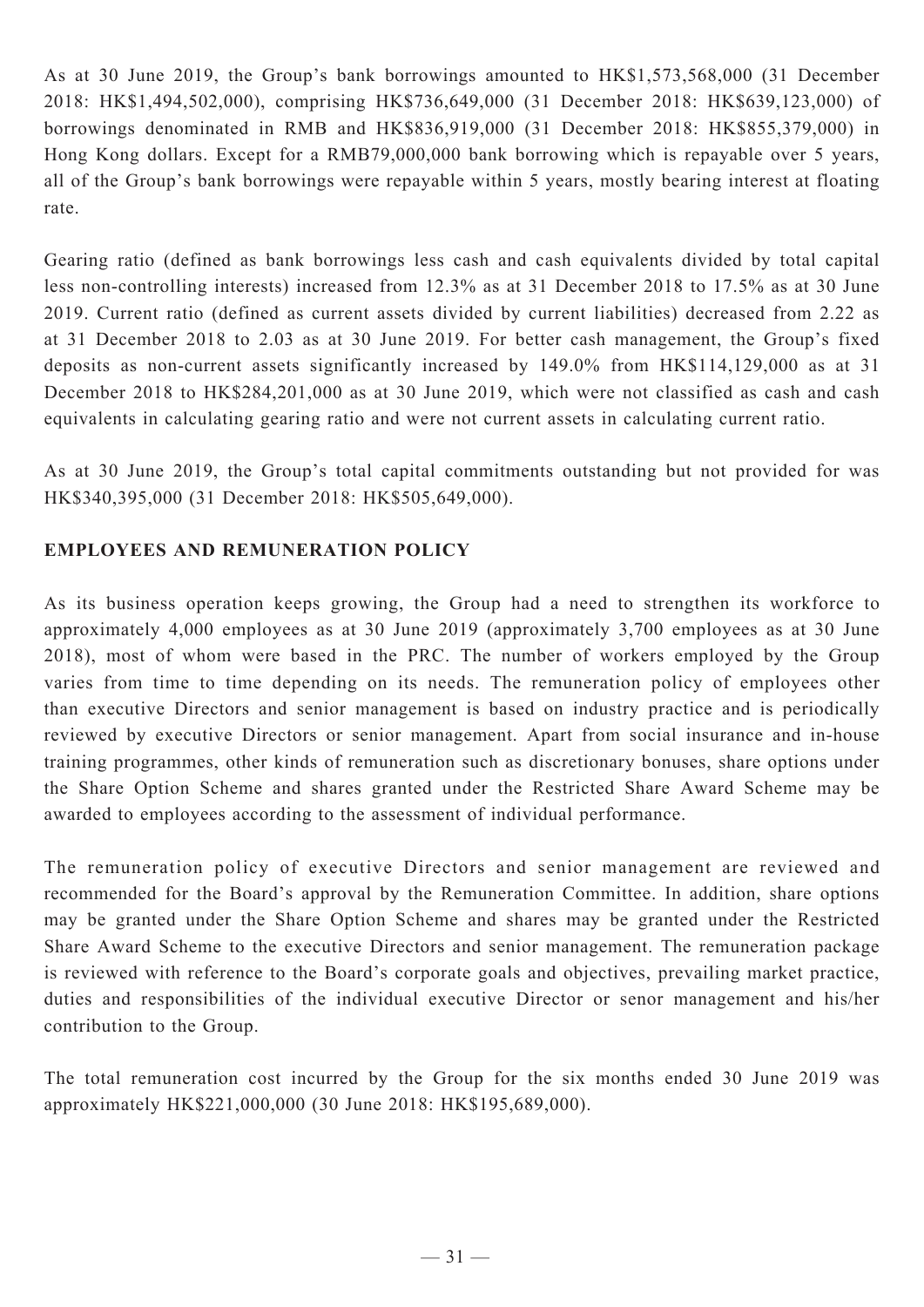As at 30 June 2019, the Group's bank borrowings amounted to HK$1,573,568,000 (31 December 2018: HK$1,494,502,000), comprising HK$736,649,000 (31 December 2018: HK$639,123,000) of borrowings denominated in RMB and HK$836,919,000 (31 December 2018: HK$855,379,000) in Hong Kong dollars. Except for a RMB79,000,000 bank borrowing which is repayable over 5 years, all of the Group's bank borrowings were repayable within 5 years, mostly bearing interest at floating rate.

Gearing ratio (defined as bank borrowings less cash and cash equivalents divided by total capital less non-controlling interests) increased from 12.3% as at 31 December 2018 to 17.5% as at 30 June 2019. Current ratio (defined as current assets divided by current liabilities) decreased from 2.22 as at 31 December 2018 to 2.03 as at 30 June 2019. For better cash management, the Group's fixed deposits as non-current assets significantly increased by 149.0% from HK$114,129,000 as at 31 December 2018 to HK$284,201,000 as at 30 June 2019, which were not classified as cash and cash equivalents in calculating gearing ratio and were not current assets in calculating current ratio.

As at 30 June 2019, the Group's total capital commitments outstanding but not provided for was HK$340,395,000 (31 December 2018: HK$505,649,000).

## EMPLOYEES AND REMUNERATION POLICY

As its business operation keeps growing, the Group had a need to strengthen its workforce to approximately 4,000 employees as at 30 June 2019 (approximately 3,700 employees as at 30 June 2018), most of whom were based in the PRC. The number of workers employed by the Group varies from time to time depending on its needs. The remuneration policy of employees other than executive Directors and senior management is based on industry practice and is periodically reviewed by executive Directors or senior management. Apart from social insurance and in-house training programmes, other kinds of remuneration such as discretionary bonuses, share options under the Share Option Scheme and shares granted under the Restricted Share Award Scheme may be awarded to employees according to the assessment of individual performance.

The remuneration policy of executive Directors and senior management are reviewed and recommended for the Board's approval by the Remuneration Committee. In addition, share options may be granted under the Share Option Scheme and shares may be granted under the Restricted Share Award Scheme to the executive Directors and senior management. The remuneration package is reviewed with reference to the Board's corporate goals and objectives, prevailing market practice, duties and responsibilities of the individual executive Director or senor management and his/her contribution to the Group.

The total remuneration cost incurred by the Group for the six months ended 30 June 2019 was approximately HK$221,000,000 (30 June 2018: HK$195,689,000).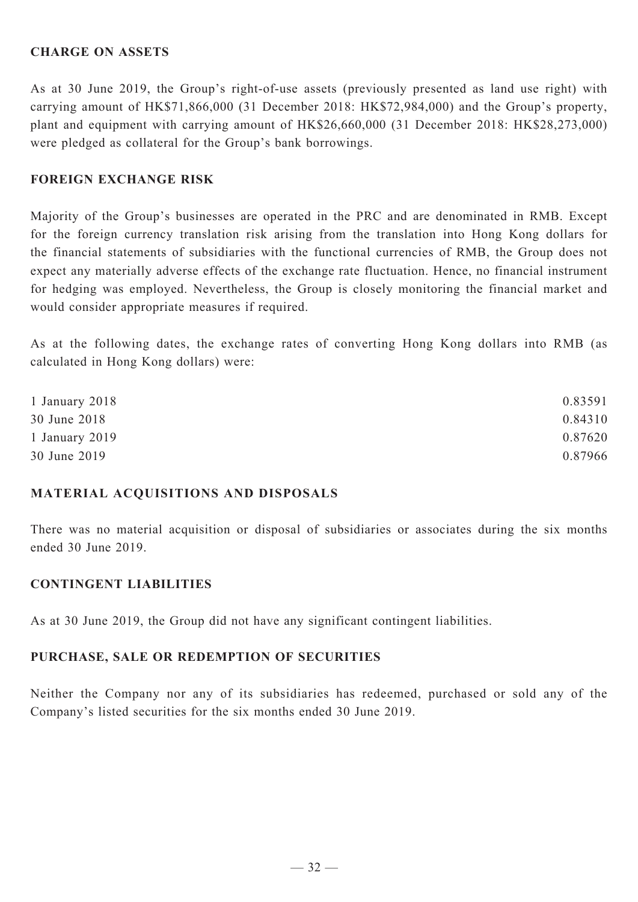## CHARGE ON ASSETS

As at 30 June 2019, the Group's right-of-use assets (previously presented as land use right) with carrying amount of HK$71,866,000 (31 December 2018: HK$72,984,000) and the Group's property, plant and equipment with carrying amount of HK$26,660,000 (31 December 2018: HK$28,273,000) were pledged as collateral for the Group's bank borrowings.

## FOREIGN EXCHANGE RISK

Majority of the Group's businesses are operated in the PRC and are denominated in RMB. Except for the foreign currency translation risk arising from the translation into Hong Kong dollars for the financial statements of subsidiaries with the functional currencies of RMB, the Group does not expect any materially adverse effects of the exchange rate fluctuation. Hence, no financial instrument for hedging was employed. Nevertheless, the Group is closely monitoring the financial market and would consider appropriate measures if required.

As at the following dates, the exchange rates of converting Hong Kong dollars into RMB (as calculated in Hong Kong dollars) were:

| | |
|---|---|
| 1 January 2018 | 0.83591 |
| 30 June 2018 | 0.84310 |
| 1 January 2019 | 0.87620 |
| 30 June 2019 | 0.87966 |

## MATERIAL ACQUISITIONS AND DISPOSALS

There was no material acquisition or disposal of subsidiaries or associates during the six months ended 30 June 2019.

## CONTINGENT LIABILITIES

As at 30 June 2019, the Group did not have any significant contingent liabilities.

## PURCHASE, SALE OR REDEMPTION OF SECURITIES

Neither the Company nor any of its subsidiaries has redeemed, purchased or sold any of the Company's listed securities for the six months ended 30 June 2019.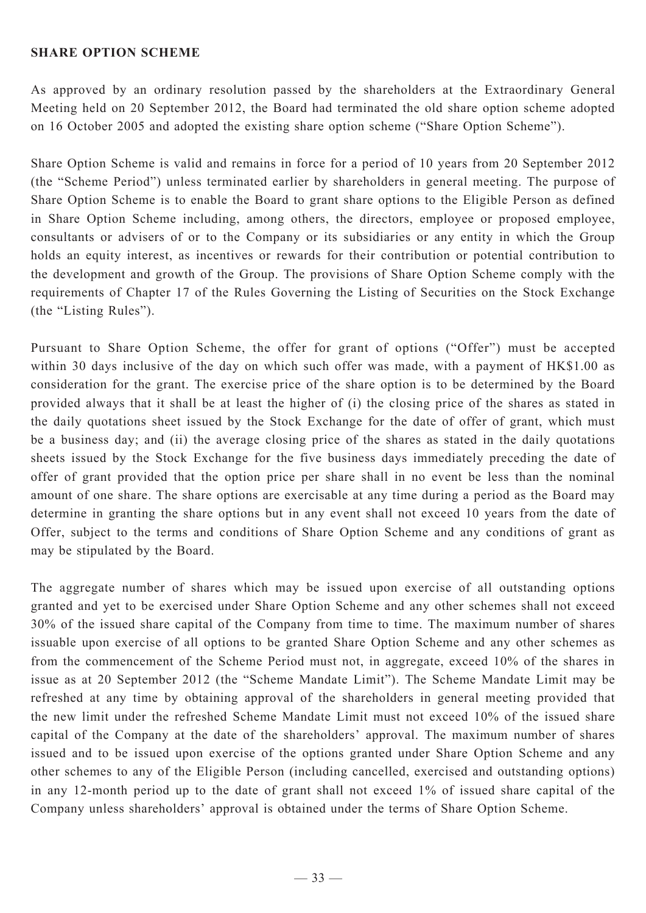**SHARE OPTION SCHEME**

As approved by an ordinary resolution passed by the shareholders at the Extraordinary General Meeting held on 20 September 2012, the Board had terminated the old share option scheme adopted on 16 October 2005 and adopted the existing share option scheme ("Share Option Scheme").

Share Option Scheme is valid and remains in force for a period of 10 years from 20 September 2012 (the "Scheme Period") unless terminated earlier by shareholders in general meeting. The purpose of Share Option Scheme is to enable the Board to grant share options to the Eligible Person as defined in Share Option Scheme including, among others, the directors, employee or proposed employee, consultants or advisers of or to the Company or its subsidiaries or any entity in which the Group holds an equity interest, as incentives or rewards for their contribution or potential contribution to the development and growth of the Group. The provisions of Share Option Scheme comply with the requirements of Chapter 17 of the Rules Governing the Listing of Securities on the Stock Exchange (the "Listing Rules").

Pursuant to Share Option Scheme, the offer for grant of options ("Offer") must be accepted within 30 days inclusive of the day on which such offer was made, with a payment of HK$1.00 as consideration for the grant. The exercise price of the share option is to be determined by the Board provided always that it shall be at least the higher of (i) the closing price of the shares as stated in the daily quotations sheet issued by the Stock Exchange for the date of offer of grant, which must be a business day; and (ii) the average closing price of the shares as stated in the daily quotations sheets issued by the Stock Exchange for the five business days immediately preceding the date of offer of grant provided that the option price per share shall in no event be less than the nominal amount of one share. The share options are exercisable at any time during a period as the Board may determine in granting the share options but in any event shall not exceed 10 years from the date of Offer, subject to the terms and conditions of Share Option Scheme and any conditions of grant as may be stipulated by the Board.

The aggregate number of shares which may be issued upon exercise of all outstanding options granted and yet to be exercised under Share Option Scheme and any other schemes shall not exceed 30% of the issued share capital of the Company from time to time. The maximum number of shares issuable upon exercise of all options to be granted Share Option Scheme and any other schemes as from the commencement of the Scheme Period must not, in aggregate, exceed 10% of the shares in issue as at 20 September 2012 (the "Scheme Mandate Limit"). The Scheme Mandate Limit may be refreshed at any time by obtaining approval of the shareholders in general meeting provided that the new limit under the refreshed Scheme Mandate Limit must not exceed 10% of the issued share capital of the Company at the date of the shareholders' approval. The maximum number of shares issued and to be issued upon exercise of the options granted under Share Option Scheme and any other schemes to any of the Eligible Person (including cancelled, exercised and outstanding options) in any 12-month period up to the date of grant shall not exceed 1% of issued share capital of the Company unless shareholders' approval is obtained under the terms of Share Option Scheme.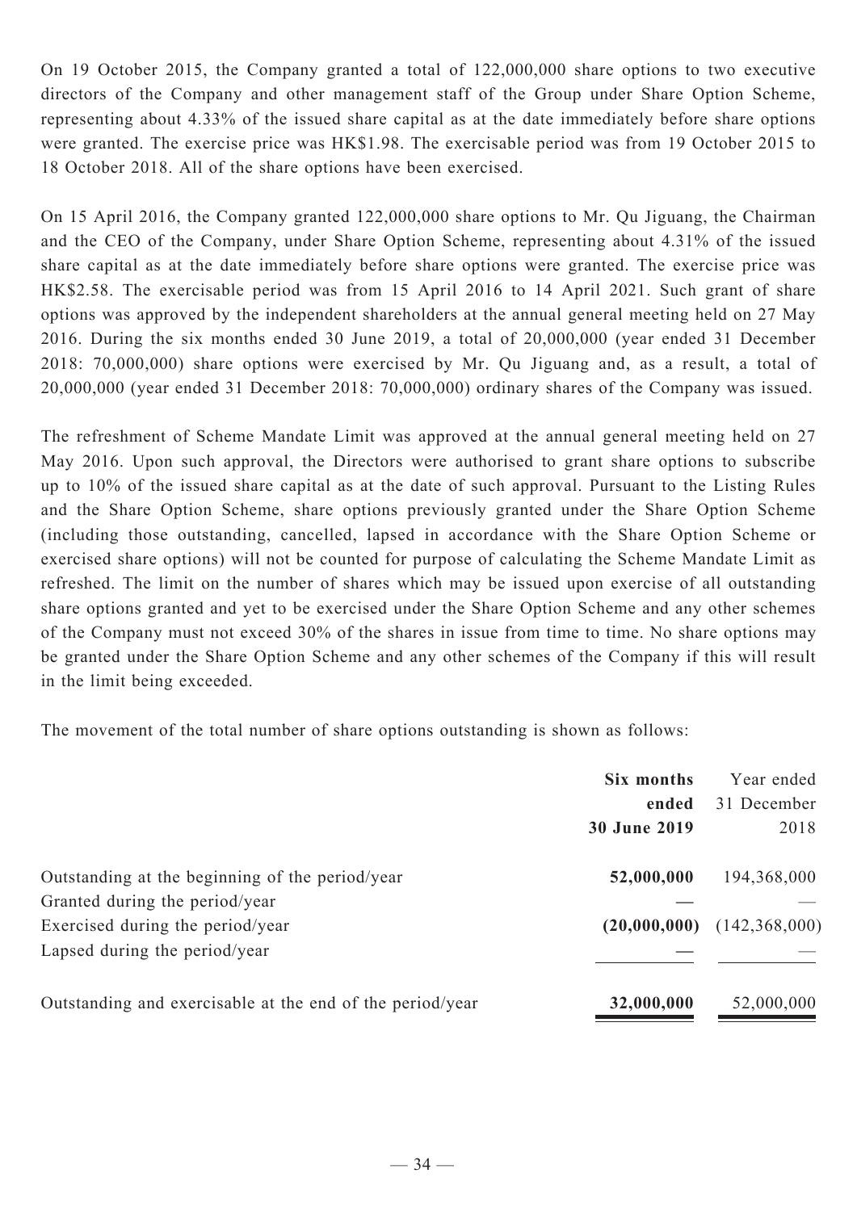On 19 October 2015, the Company granted a total of 122,000,000 share options to two executive directors of the Company and other management staff of the Group under Share Option Scheme, representing about 4.33% of the issued share capital as at the date immediately before share options were granted. The exercise price was HK$1.98. The exercisable period was from 19 October 2015 to 18 October 2018. All of the share options have been exercised.

On 15 April 2016, the Company granted 122,000,000 share options to Mr. Qu Jiguang, the Chairman and the CEO of the Company, under Share Option Scheme, representing about 4.31% of the issued share capital as at the date immediately before share options were granted. The exercise price was HK$2.58. The exercisable period was from 15 April 2016 to 14 April 2021. Such grant of share options was approved by the independent shareholders at the annual general meeting held on 27 May 2016. During the six months ended 30 June 2019, a total of 20,000,000 (year ended 31 December 2018: 70,000,000) share options were exercised by Mr. Qu Jiguang and, as a result, a total of 20,000,000 (year ended 31 December 2018: 70,000,000) ordinary shares of the Company was issued.

The refreshment of Scheme Mandate Limit was approved at the annual general meeting held on 27 May 2016. Upon such approval, the Directors were authorised to grant share options to subscribe up to 10% of the issued share capital as at the date of such approval. Pursuant to the Listing Rules and the Share Option Scheme, share options previously granted under the Share Option Scheme (including those outstanding, cancelled, lapsed in accordance with the Share Option Scheme or exercised share options) will not be counted for purpose of calculating the Scheme Mandate Limit as refreshed. The limit on the number of shares which may be issued upon exercise of all outstanding share options granted and yet to be exercised under the Share Option Scheme and any other schemes of the Company must not exceed 30% of the shares in issue from time to time. No share options may be granted under the Share Option Scheme and any other schemes of the Company if this will result in the limit being exceeded.

The movement of the total number of share options outstanding is shown as follows:

| | **Six months ended 30 June 2019** | Year ended 31 December 2018 |
|---|---|---|
| Outstanding at the beginning of the period/year | **52,000,000** | 194,368,000 |
| Granted during the period/year | **—** | — |
| Exercised during the period/year | **(20,000,000)** | (142,368,000) |
| Lapsed during the period/year | **—** | — |
| Outstanding and exercisable at the end of the period/year | **32,000,000** | 52,000,000 |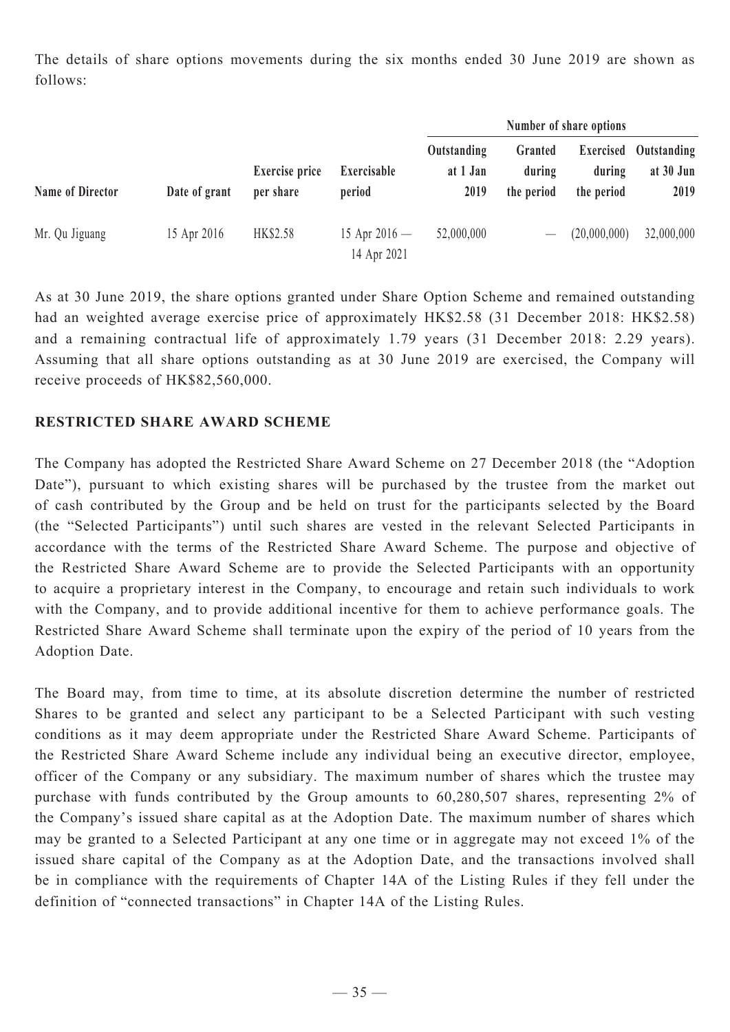The details of share options movements during the six months ended 30 June 2019 are shown as follows:

| Name of Director | Date of grant | Exercise price per share | Exercisable period | Number of share options | | | |
|---|---|---|---|---|---|---|---|
| | | | | Outstanding at 1 Jan 2019 | Granted during the period | Exercised during the period | Outstanding at 30 Jun 2019 |
| Mr. Qu Jiguang | 15 Apr 2016 | HK$2.58 | 15 Apr 2016 — 14 Apr 2021 | 52,000,000 | — | (20,000,000) | 32,000,000 |

As at 30 June 2019, the share options granted under Share Option Scheme and remained outstanding had an weighted average exercise price of approximately HK$2.58 (31 December 2018: HK$2.58) and a remaining contractual life of approximately 1.79 years (31 December 2018: 2.29 years). Assuming that all share options outstanding as at 30 June 2019 are exercised, the Company will receive proceeds of HK$82,560,000.

### RESTRICTED SHARE AWARD SCHEME

The Company has adopted the Restricted Share Award Scheme on 27 December 2018 (the "Adoption Date"), pursuant to which existing shares will be purchased by the trustee from the market out of cash contributed by the Group and be held on trust for the participants selected by the Board (the "Selected Participants") until such shares are vested in the relevant Selected Participants in accordance with the terms of the Restricted Share Award Scheme. The purpose and objective of the Restricted Share Award Scheme are to provide the Selected Participants with an opportunity to acquire a proprietary interest in the Company, to encourage and retain such individuals to work with the Company, and to provide additional incentive for them to achieve performance goals. The Restricted Share Award Scheme shall terminate upon the expiry of the period of 10 years from the Adoption Date.

The Board may, from time to time, at its absolute discretion determine the number of restricted Shares to be granted and select any participant to be a Selected Participant with such vesting conditions as it may deem appropriate under the Restricted Share Award Scheme. Participants of the Restricted Share Award Scheme include any individual being an executive director, employee, officer of the Company or any subsidiary. The maximum number of shares which the trustee may purchase with funds contributed by the Group amounts to 60,280,507 shares, representing 2% of the Company's issued share capital as at the Adoption Date. The maximum number of shares which may be granted to a Selected Participant at any one time or in aggregate may not exceed 1% of the issued share capital of the Company as at the Adoption Date, and the transactions involved shall be in compliance with the requirements of Chapter 14A of the Listing Rules if they fell under the definition of "connected transactions" in Chapter 14A of the Listing Rules.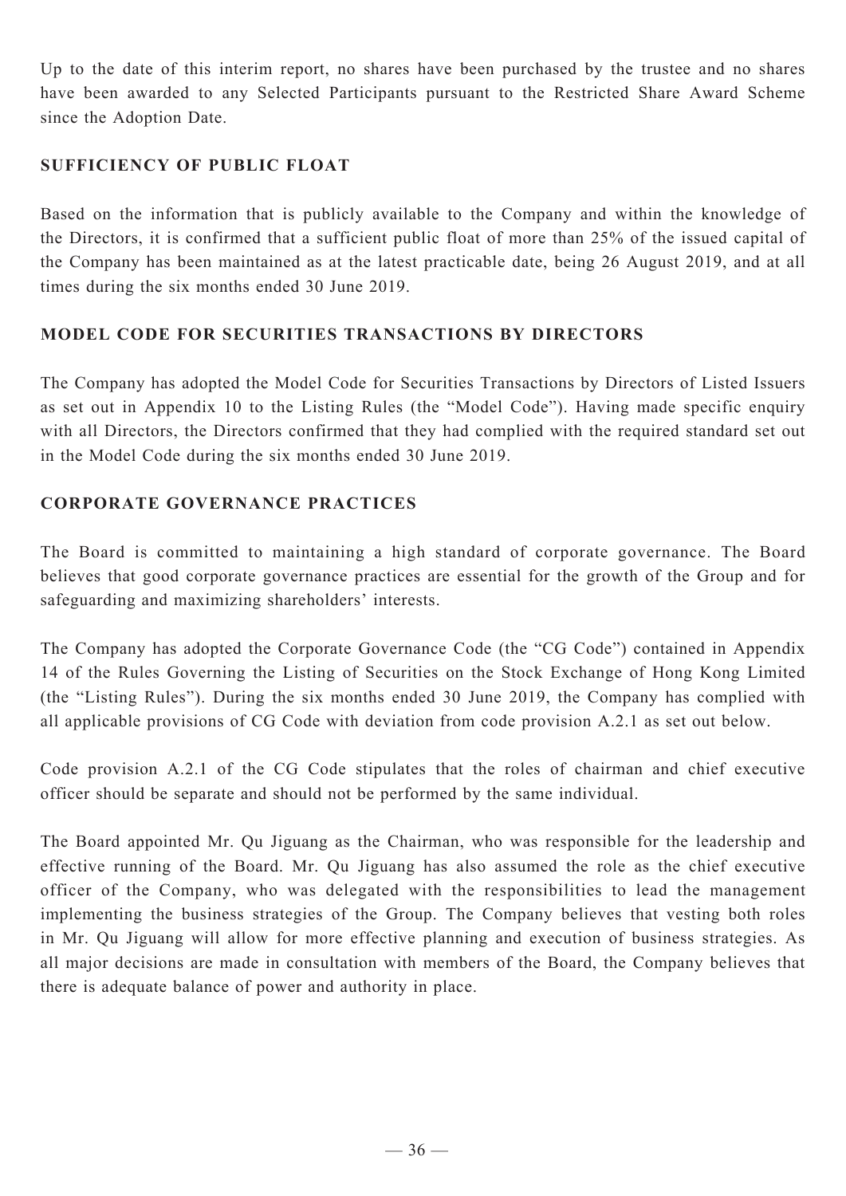Up to the date of this interim report, no shares have been purchased by the trustee and no shares have been awarded to any Selected Participants pursuant to the Restricted Share Award Scheme since the Adoption Date.

## SUFFICIENCY OF PUBLIC FLOAT

Based on the information that is publicly available to the Company and within the knowledge of the Directors, it is confirmed that a sufficient public float of more than 25% of the issued capital of the Company has been maintained as at the latest practicable date, being 26 August 2019, and at all times during the six months ended 30 June 2019.

## MODEL CODE FOR SECURITIES TRANSACTIONS BY DIRECTORS

The Company has adopted the Model Code for Securities Transactions by Directors of Listed Issuers as set out in Appendix 10 to the Listing Rules (the "Model Code"). Having made specific enquiry with all Directors, the Directors confirmed that they had complied with the required standard set out in the Model Code during the six months ended 30 June 2019.

## CORPORATE GOVERNANCE PRACTICES

The Board is committed to maintaining a high standard of corporate governance. The Board believes that good corporate governance practices are essential for the growth of the Group and for safeguarding and maximizing shareholders' interests.

The Company has adopted the Corporate Governance Code (the "CG Code") contained in Appendix 14 of the Rules Governing the Listing of Securities on the Stock Exchange of Hong Kong Limited (the "Listing Rules"). During the six months ended 30 June 2019, the Company has complied with all applicable provisions of CG Code with deviation from code provision A.2.1 as set out below.

Code provision A.2.1 of the CG Code stipulates that the roles of chairman and chief executive officer should be separate and should not be performed by the same individual.

The Board appointed Mr. Qu Jiguang as the Chairman, who was responsible for the leadership and effective running of the Board. Mr. Qu Jiguang has also assumed the role as the chief executive officer of the Company, who was delegated with the responsibilities to lead the management implementing the business strategies of the Group. The Company believes that vesting both roles in Mr. Qu Jiguang will allow for more effective planning and execution of business strategies. As all major decisions are made in consultation with members of the Board, the Company believes that there is adequate balance of power and authority in place.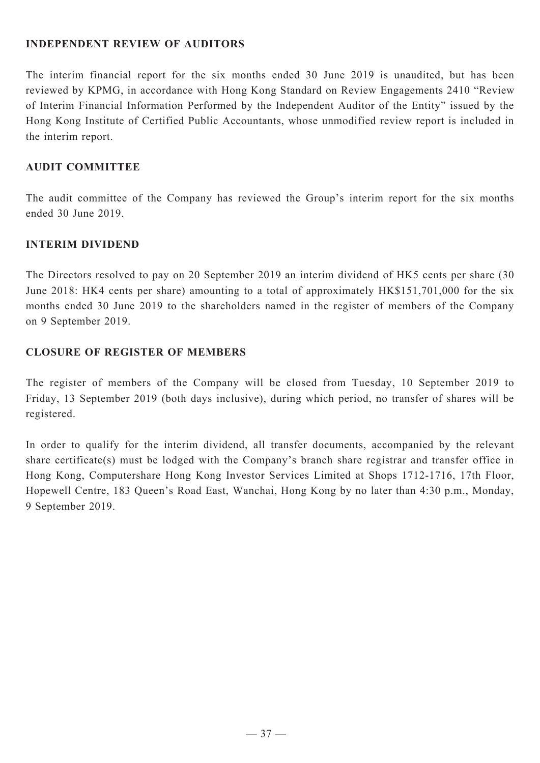## INDEPENDENT REVIEW OF AUDITORS

The interim financial report for the six months ended 30 June 2019 is unaudited, but has been reviewed by KPMG, in accordance with Hong Kong Standard on Review Engagements 2410 "Review of Interim Financial Information Performed by the Independent Auditor of the Entity" issued by the Hong Kong Institute of Certified Public Accountants, whose unmodified review report is included in the interim report.

## AUDIT COMMITTEE

The audit committee of the Company has reviewed the Group's interim report for the six months ended 30 June 2019.

## INTERIM DIVIDEND

The Directors resolved to pay on 20 September 2019 an interim dividend of HK5 cents per share (30 June 2018: HK4 cents per share) amounting to a total of approximately HK$151,701,000 for the six months ended 30 June 2019 to the shareholders named in the register of members of the Company on 9 September 2019.

## CLOSURE OF REGISTER OF MEMBERS

The register of members of the Company will be closed from Tuesday, 10 September 2019 to Friday, 13 September 2019 (both days inclusive), during which period, no transfer of shares will be registered.

In order to qualify for the interim dividend, all transfer documents, accompanied by the relevant share certificate(s) must be lodged with the Company's branch share registrar and transfer office in Hong Kong, Computershare Hong Kong Investor Services Limited at Shops 1712-1716, 17th Floor, Hopewell Centre, 183 Queen's Road East, Wanchai, Hong Kong by no later than 4:30 p.m., Monday, 9 September 2019.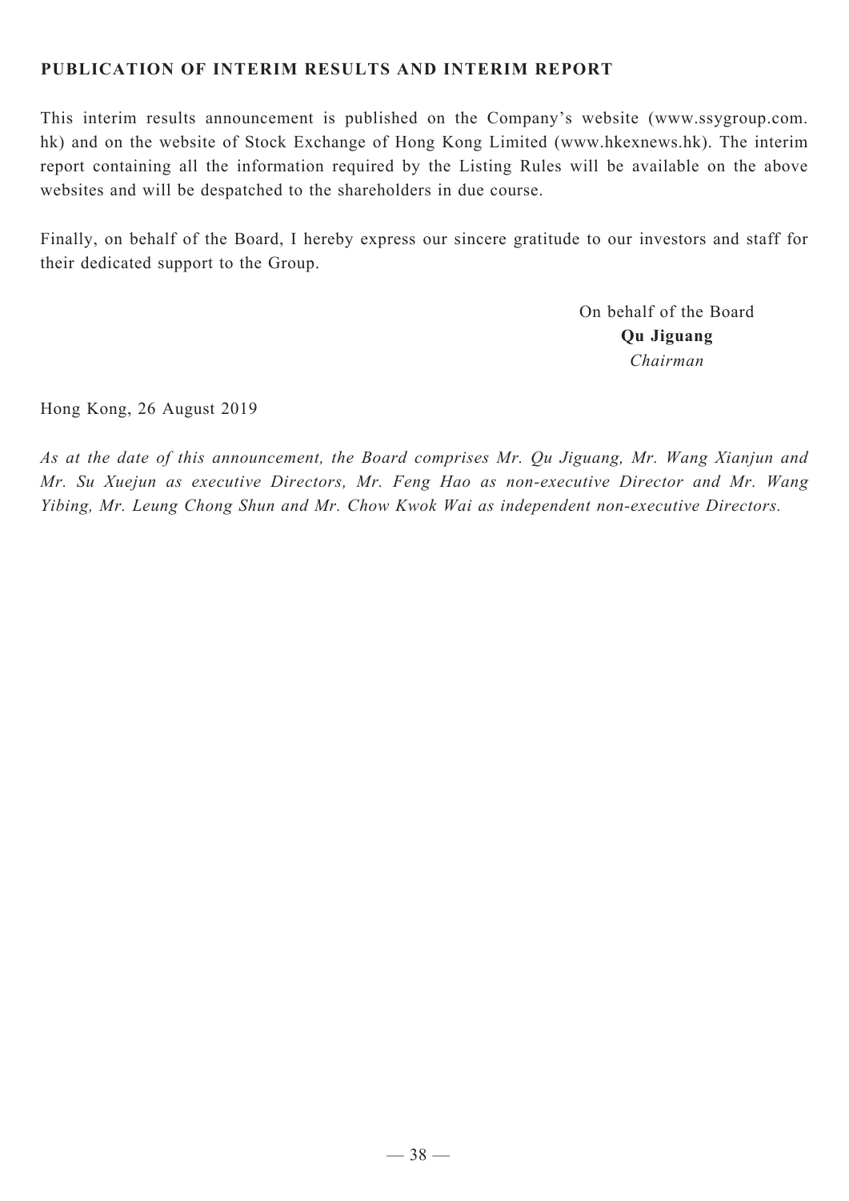## PUBLICATION OF INTERIM RESULTS AND INTERIM REPORT

This interim results announcement is published on the Company's website (www.ssygroup.com.hk) and on the website of Stock Exchange of Hong Kong Limited (www.hkexnews.hk). The interim report containing all the information required by the Listing Rules will be available on the above websites and will be despatched to the shareholders in due course.

Finally, on behalf of the Board, I hereby express our sincere gratitude to our investors and staff for their dedicated support to the Group.

On behalf of the Board
**Qu Jiguang**
*Chairman*

Hong Kong, 26 August 2019

*As at the date of this announcement, the Board comprises Mr. Qu Jiguang, Mr. Wang Xianjun and Mr. Su Xuejun as executive Directors, Mr. Feng Hao as non-executive Director and Mr. Wang Yibing, Mr. Leung Chong Shun and Mr. Chow Kwok Wai as independent non-executive Directors.*